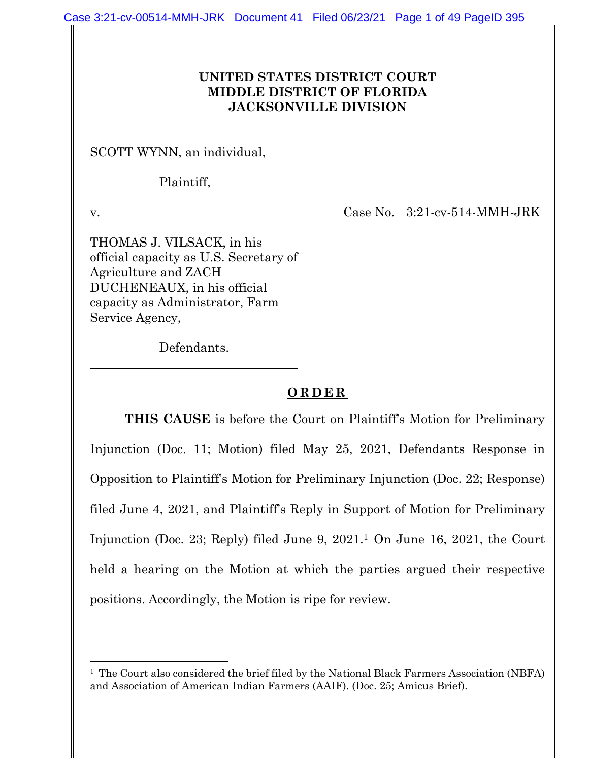**UNITED STATES DISTRICT COURT**
**MIDDLE DISTRICT OF FLORIDA**
**JACKSONVILLE DIVISION**

SCOTT WYNN, an individual,

Plaintiff,

v. Case No. 3:21-cv-514-MMH-JRK

THOMAS J. VILSACK, in his official capacity as U.S. Secretary of Agriculture and ZACH DUCHENEAUX, in his official capacity as Administrator, Farm Service Agency,

Defendants.

---

**O R D E R**

**THIS CAUSE** is before the Court on Plaintiff's Motion for Preliminary Injunction (Doc. 11; Motion) filed May 25, 2021, Defendants Response in Opposition to Plaintiff's Motion for Preliminary Injunction (Doc. 22; Response) filed June 4, 2021, and Plaintiff's Reply in Support of Motion for Preliminary Injunction (Doc. 23; Reply) filed June 9, 2021.[1] On June 16, 2021, the Court held a hearing on the Motion at which the parties argued their respective positions. Accordingly, the Motion is ripe for review.

---

[1] The Court also considered the brief filed by the National Black Farmers Association (NBFA) and Association of American Indian Farmers (AAIF). (Doc. 25; Amicus Brief).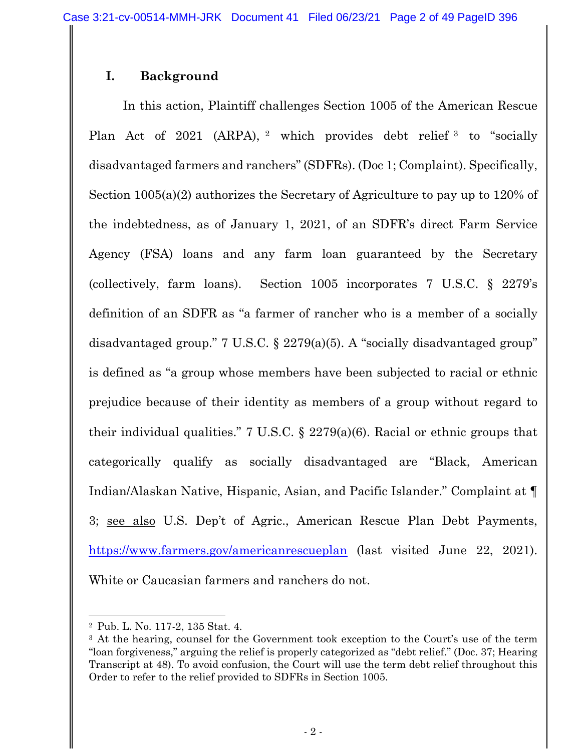## I. Background

In this action, Plaintiff challenges Section 1005 of the American Rescue Plan Act of 2021 (ARPA), [2] which provides debt relief [3] to "socially disadvantaged farmers and ranchers" (SDFRs). (Doc 1; Complaint). Specifically, Section 1005(a)(2) authorizes the Secretary of Agriculture to pay up to 120% of the indebtedness, as of January 1, 2021, of an SDFR's direct Farm Service Agency (FSA) loans and any farm loan guaranteed by the Secretary (collectively, farm loans). Section 1005 incorporates 7 U.S.C. § 2279's definition of an SDFR as "a farmer of rancher who is a member of a socially disadvantaged group." 7 U.S.C. § 2279(a)(5). A "socially disadvantaged group" is defined as "a group whose members have been subjected to racial or ethnic prejudice because of their identity as members of a group without regard to their individual qualities." 7 U.S.C. § 2279(a)(6). Racial or ethnic groups that categorically qualify as socially disadvantaged are "Black, American Indian/Alaskan Native, Hispanic, Asian, and Pacific Islander." Complaint at ¶ 3; see also U.S. Dep't of Agric., American Rescue Plan Debt Payments, https://www.farmers.gov/americanrescueplan (last visited June 22, 2021). White or Caucasian farmers and ranchers do not.

---

[2] Pub. L. No. 117-2, 135 Stat. 4.

[3] At the hearing, counsel for the Government took exception to the Court's use of the term "loan forgiveness," arguing the relief is properly categorized as "debt relief." (Doc. 37; Hearing Transcript at 48). To avoid confusion, the Court will use the term debt relief throughout this Order to refer to the relief provided to SDFRs in Section 1005.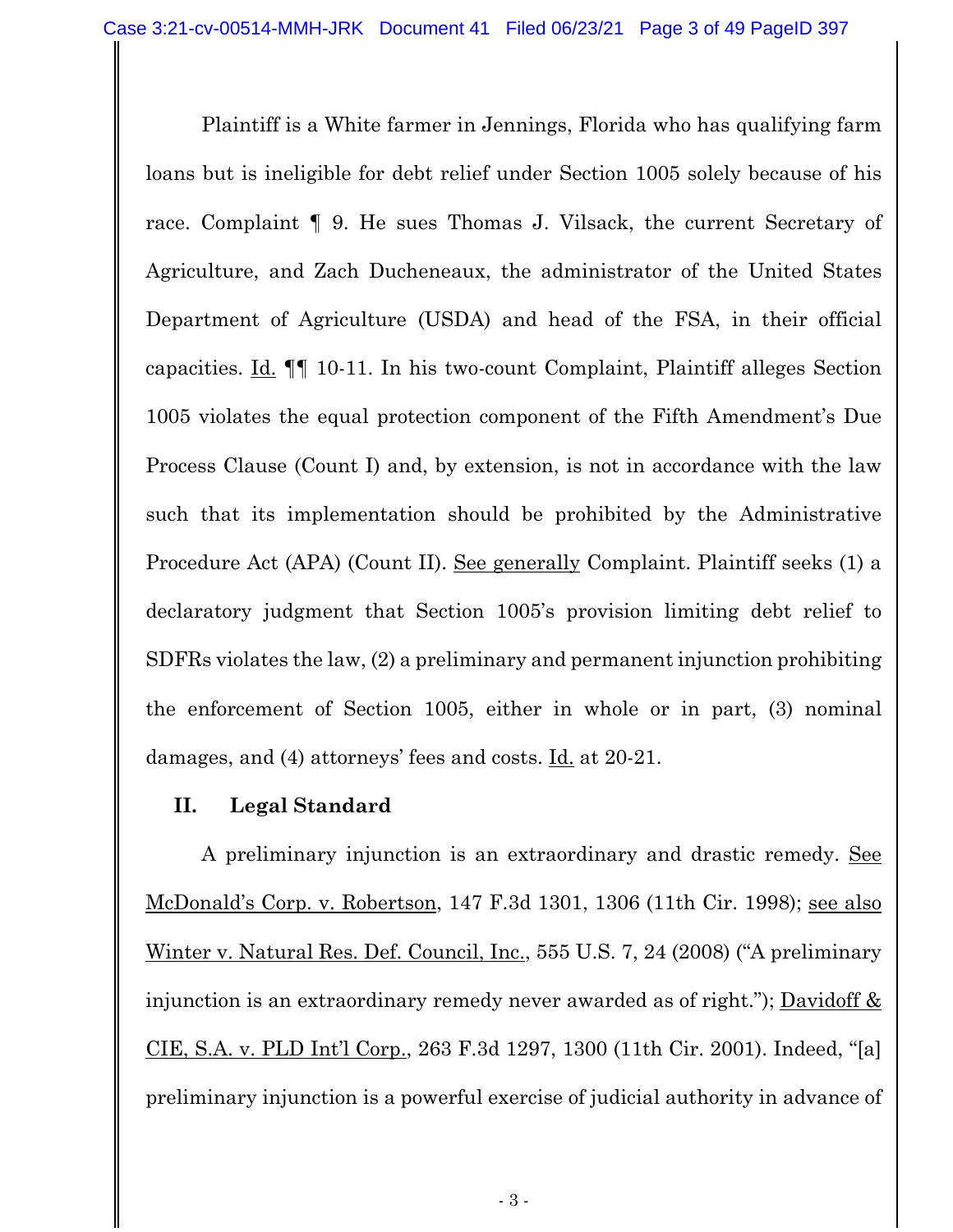Plaintiff is a White farmer in Jennings, Florida who has qualifying farm loans but is ineligible for debt relief under Section 1005 solely because of his race. Complaint ¶ 9. He sues Thomas J. Vilsack, the current Secretary of Agriculture, and Zach Ducheneaux, the administrator of the United States Department of Agriculture (USDA) and head of the FSA, in their official capacities. Id. ¶¶ 10-11. In his two-count Complaint, Plaintiff alleges Section 1005 violates the equal protection component of the Fifth Amendment's Due Process Clause (Count I) and, by extension, is not in accordance with the law such that its implementation should be prohibited by the Administrative Procedure Act (APA) (Count II). See generally Complaint. Plaintiff seeks (1) a declaratory judgment that Section 1005's provision limiting debt relief to SDFRs violates the law, (2) a preliminary and permanent injunction prohibiting the enforcement of Section 1005, either in whole or in part, (3) nominal damages, and (4) attorneys' fees and costs. Id. at 20-21.

## II. Legal Standard

A preliminary injunction is an extraordinary and drastic remedy. See McDonald's Corp. v. Robertson, 147 F.3d 1301, 1306 (11th Cir. 1998); see also Winter v. Natural Res. Def. Council, Inc., 555 U.S. 7, 24 (2008) ("A preliminary injunction is an extraordinary remedy never awarded as of right."); Davidoff & CIE, S.A. v. PLD Int'l Corp., 263 F.3d 1297, 1300 (11th Cir. 2001). Indeed, "[a] preliminary injunction is a powerful exercise of judicial authority in advance of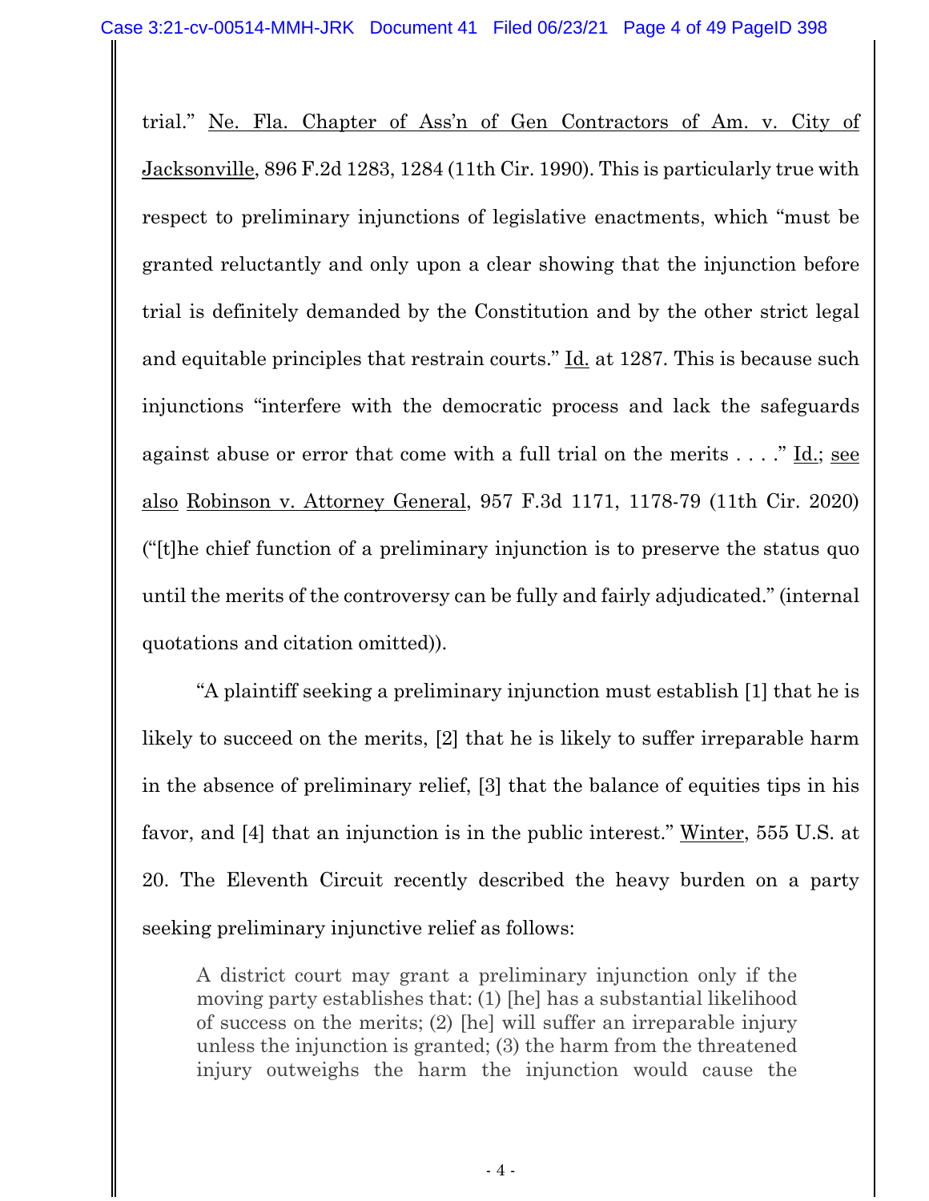trial." Ne. Fla. Chapter of Ass'n of Gen Contractors of Am. v. City of Jacksonville, 896 F.2d 1283, 1284 (11th Cir. 1990). This is particularly true with respect to preliminary injunctions of legislative enactments, which "must be granted reluctantly and only upon a clear showing that the injunction before trial is definitely demanded by the Constitution and by the other strict legal and equitable principles that restrain courts." Id. at 1287. This is because such injunctions "interfere with the democratic process and lack the safeguards against abuse or error that come with a full trial on the merits . . . ." Id.; see also Robinson v. Attorney General, 957 F.3d 1171, 1178-79 (11th Cir. 2020) ("[t]he chief function of a preliminary injunction is to preserve the status quo until the merits of the controversy can be fully and fairly adjudicated." (internal quotations and citation omitted)).

"A plaintiff seeking a preliminary injunction must establish [1] that he is likely to succeed on the merits, [2] that he is likely to suffer irreparable harm in the absence of preliminary relief, [3] that the balance of equities tips in his favor, and [4] that an injunction is in the public interest." Winter, 555 U.S. at 20. The Eleventh Circuit recently described the heavy burden on a party seeking preliminary injunctive relief as follows:

> A district court may grant a preliminary injunction only if the moving party establishes that: (1) [he] has a substantial likelihood of success on the merits; (2) [he] will suffer an irreparable injury unless the injunction is granted; (3) the harm from the threatened injury outweighs the harm the injunction would cause the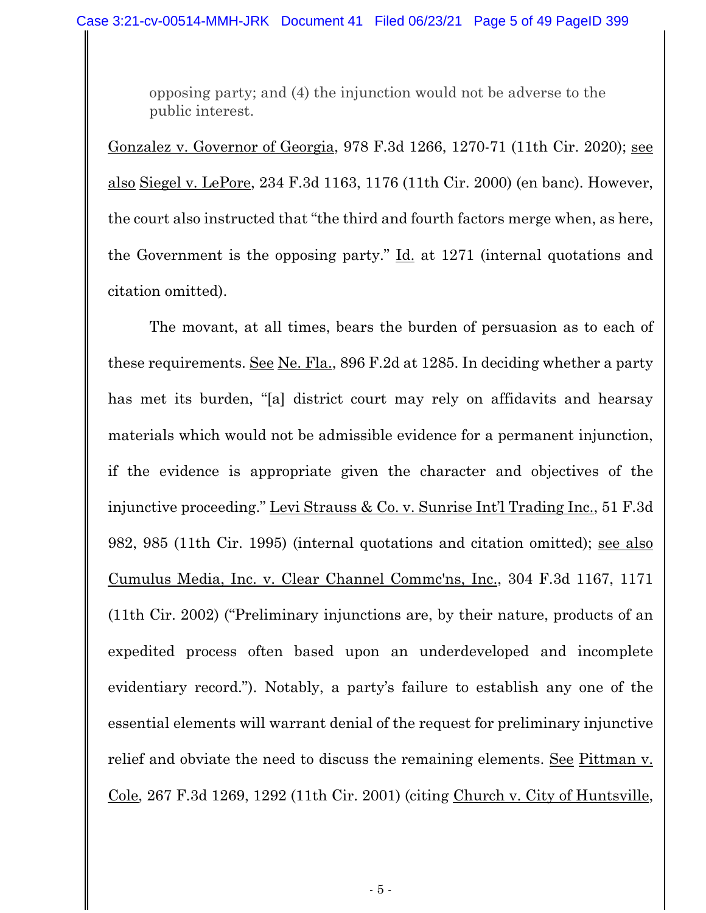> opposing party; and (4) the injunction would not be adverse to the public interest.

Gonzalez v. Governor of Georgia, 978 F.3d 1266, 1270-71 (11th Cir. 2020); see also Siegel v. LePore, 234 F.3d 1163, 1176 (11th Cir. 2000) (en banc). However, the court also instructed that "the third and fourth factors merge when, as here, the Government is the opposing party." Id. at 1271 (internal quotations and citation omitted).

The movant, at all times, bears the burden of persuasion as to each of these requirements. See Ne. Fla., 896 F.2d at 1285. In deciding whether a party has met its burden, "[a] district court may rely on affidavits and hearsay materials which would not be admissible evidence for a permanent injunction, if the evidence is appropriate given the character and objectives of the injunctive proceeding." Levi Strauss & Co. v. Sunrise Int'l Trading Inc., 51 F.3d 982, 985 (11th Cir. 1995) (internal quotations and citation omitted); see also Cumulus Media, Inc. v. Clear Channel Commc'ns, Inc., 304 F.3d 1167, 1171 (11th Cir. 2002) ("Preliminary injunctions are, by their nature, products of an expedited process often based upon an underdeveloped and incomplete evidentiary record."). Notably, a party's failure to establish any one of the essential elements will warrant denial of the request for preliminary injunctive relief and obviate the need to discuss the remaining elements. See Pittman v. Cole, 267 F.3d 1269, 1292 (11th Cir. 2001) (citing Church v. City of Huntsville,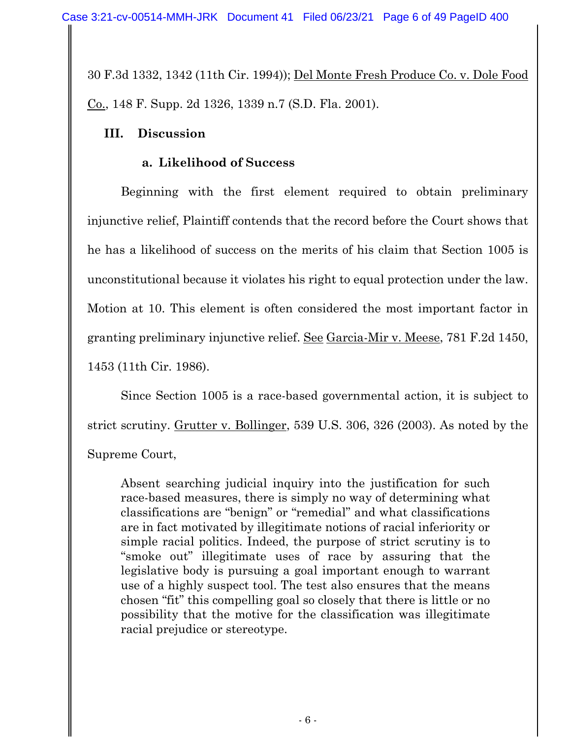30 F.3d 1332, 1342 (11th Cir. 1994)); Del Monte Fresh Produce Co. v. Dole Food Co., 148 F. Supp. 2d 1326, 1339 n.7 (S.D. Fla. 2001).

## III. Discussion

### a. Likelihood of Success

Beginning with the first element required to obtain preliminary injunctive relief, Plaintiff contends that the record before the Court shows that he has a likelihood of success on the merits of his claim that Section 1005 is unconstitutional because it violates his right to equal protection under the law. Motion at 10. This element is often considered the most important factor in granting preliminary injunctive relief. See Garcia-Mir v. Meese, 781 F.2d 1450, 1453 (11th Cir. 1986).

Since Section 1005 is a race-based governmental action, it is subject to strict scrutiny. Grutter v. Bollinger, 539 U.S. 306, 326 (2003). As noted by the Supreme Court,

> Absent searching judicial inquiry into the justification for such race-based measures, there is simply no way of determining what classifications are "benign" or "remedial" and what classifications are in fact motivated by illegitimate notions of racial inferiority or simple racial politics. Indeed, the purpose of strict scrutiny is to "smoke out" illegitimate uses of race by assuring that the legislative body is pursuing a goal important enough to warrant use of a highly suspect tool. The test also ensures that the means chosen "fit" this compelling goal so closely that there is little or no possibility that the motive for the classification was illegitimate racial prejudice or stereotype.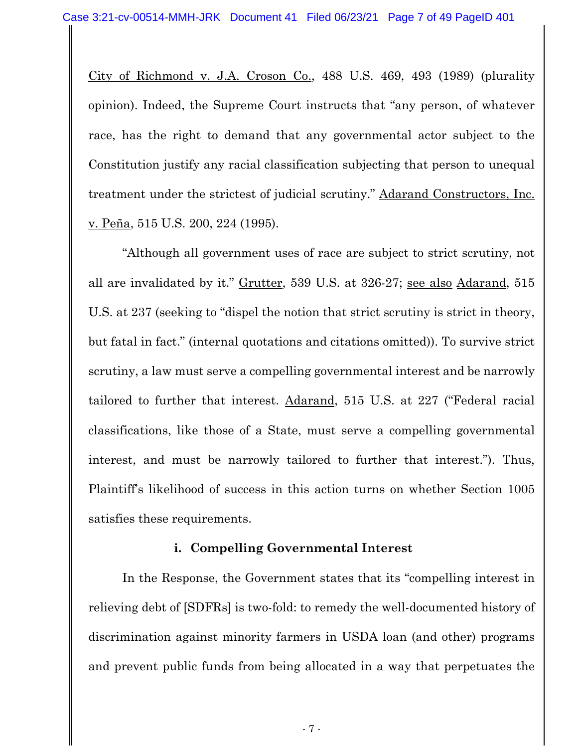City of Richmond v. J.A. Croson Co., 488 U.S. 469, 493 (1989) (plurality opinion). Indeed, the Supreme Court instructs that "any person, of whatever race, has the right to demand that any governmental actor subject to the Constitution justify any racial classification subjecting that person to unequal treatment under the strictest of judicial scrutiny." Adarand Constructors, Inc. v. Peña, 515 U.S. 200, 224 (1995).

"Although all government uses of race are subject to strict scrutiny, not all are invalidated by it." Grutter, 539 U.S. at 326-27; see also Adarand, 515 U.S. at 237 (seeking to "dispel the notion that strict scrutiny is strict in theory, but fatal in fact." (internal quotations and citations omitted)). To survive strict scrutiny, a law must serve a compelling governmental interest and be narrowly tailored to further that interest. Adarand, 515 U.S. at 227 ("Federal racial classifications, like those of a State, must serve a compelling governmental interest, and must be narrowly tailored to further that interest."). Thus, Plaintiff's likelihood of success in this action turns on whether Section 1005 satisfies these requirements.

**i. Compelling Governmental Interest**

In the Response, the Government states that its "compelling interest in relieving debt of [SDFRs] is two-fold: to remedy the well-documented history of discrimination against minority farmers in USDA loan (and other) programs and prevent public funds from being allocated in a way that perpetuates the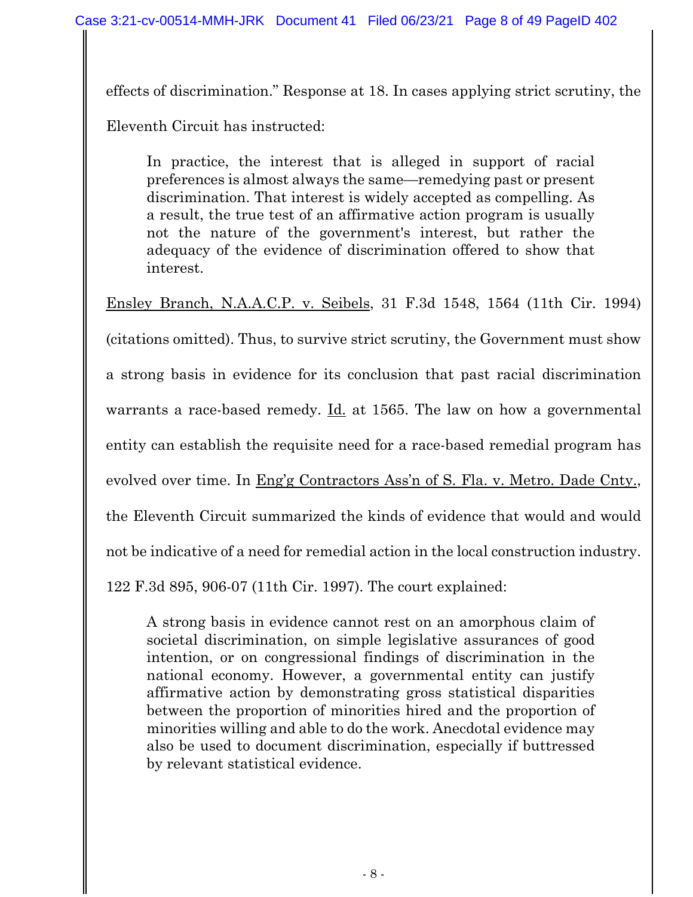effects of discrimination." Response at 18. In cases applying strict scrutiny, the Eleventh Circuit has instructed:

> In practice, the interest that is alleged in support of racial preferences is almost always the same—remedying past or present discrimination. That interest is widely accepted as compelling. As a result, the true test of an affirmative action program is usually not the nature of the government's interest, but rather the adequacy of the evidence of discrimination offered to show that interest.

Ensley Branch, N.A.A.C.P. v. Seibels, 31 F.3d 1548, 1564 (11th Cir. 1994) (citations omitted). Thus, to survive strict scrutiny, the Government must show a strong basis in evidence for its conclusion that past racial discrimination warrants a race-based remedy. Id. at 1565. The law on how a governmental entity can establish the requisite need for a race-based remedial program has evolved over time. In Eng'g Contractors Ass'n of S. Fla. v. Metro. Dade Cnty., the Eleventh Circuit summarized the kinds of evidence that would and would not be indicative of a need for remedial action in the local construction industry. 122 F.3d 895, 906-07 (11th Cir. 1997). The court explained:

> A strong basis in evidence cannot rest on an amorphous claim of societal discrimination, on simple legislative assurances of good intention, or on congressional findings of discrimination in the national economy. However, a governmental entity can justify affirmative action by demonstrating gross statistical disparities between the proportion of minorities hired and the proportion of minorities willing and able to do the work. Anecdotal evidence may also be used to document discrimination, especially if buttressed by relevant statistical evidence.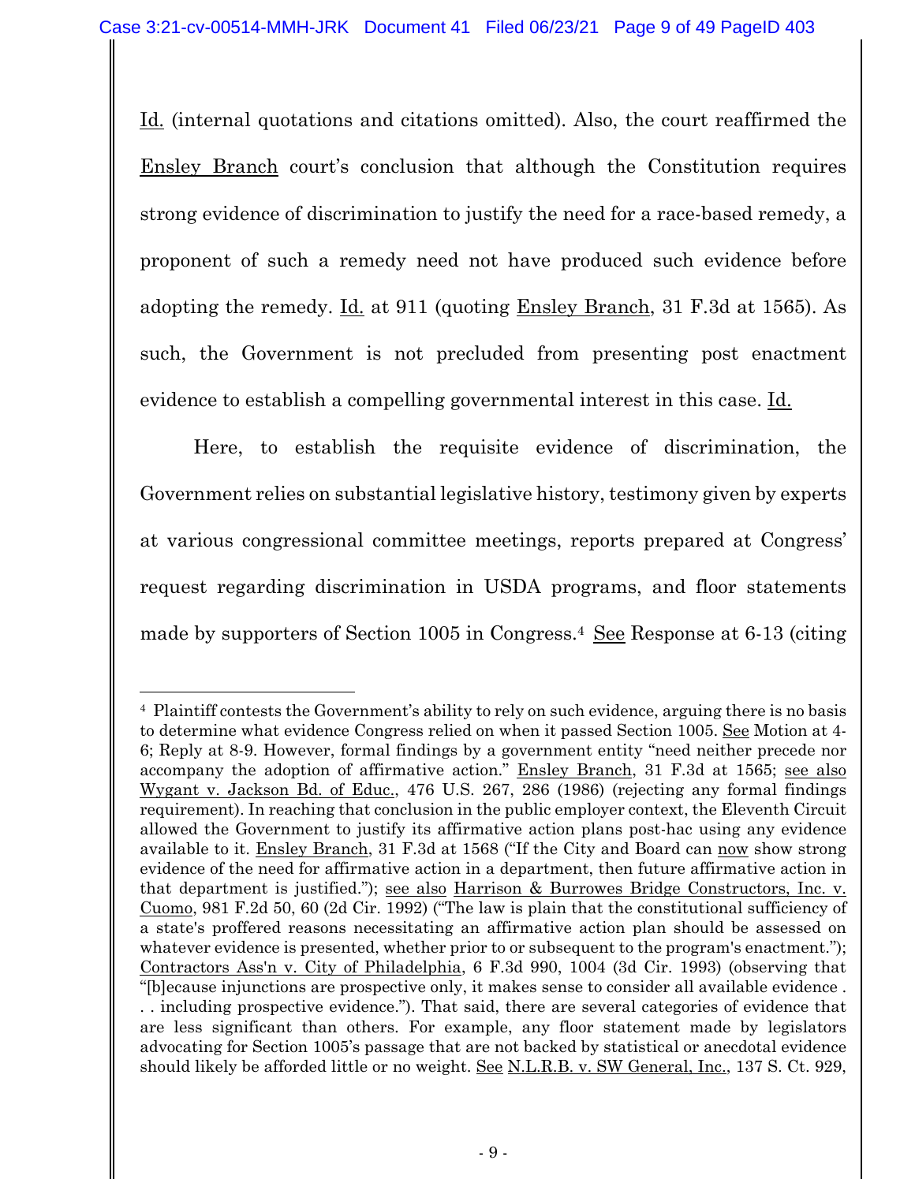Id. (internal quotations and citations omitted). Also, the court reaffirmed the Ensley Branch court's conclusion that although the Constitution requires strong evidence of discrimination to justify the need for a race-based remedy, a proponent of such a remedy need not have produced such evidence before adopting the remedy. Id. at 911 (quoting Ensley Branch, 31 F.3d at 1565). As such, the Government is not precluded from presenting post enactment evidence to establish a compelling governmental interest in this case. Id.

Here, to establish the requisite evidence of discrimination, the Government relies on substantial legislative history, testimony given by experts at various congressional committee meetings, reports prepared at Congress' request regarding discrimination in USDA programs, and floor statements made by supporters of Section 1005 in Congress.[4] See Response at 6-13 (citing

[4] Plaintiff contests the Government's ability to rely on such evidence, arguing there is no basis to determine what evidence Congress relied on when it passed Section 1005. See Motion at 4-6; Reply at 8-9. However, formal findings by a government entity "need neither precede nor accompany the adoption of affirmative action." Ensley Branch, 31 F.3d at 1565; see also Wygant v. Jackson Bd. of Educ., 476 U.S. 267, 286 (1986) (rejecting any formal findings requirement). In reaching that conclusion in the public employer context, the Eleventh Circuit allowed the Government to justify its affirmative action plans post-hac using any evidence available to it. Ensley Branch, 31 F.3d at 1568 ("If the City and Board can now show strong evidence of the need for affirmative action in a department, then future affirmative action in that department is justified."); see also Harrison & Burrowes Bridge Constructors, Inc. v. Cuomo, 981 F.2d 50, 60 (2d Cir. 1992) ("The law is plain that the constitutional sufficiency of a state's proffered reasons necessitating an affirmative action plan should be assessed on whatever evidence is presented, whether prior to or subsequent to the program's enactment."); Contractors Ass'n v. City of Philadelphia, 6 F.3d 990, 1004 (3d Cir. 1993) (observing that "[b]ecause injunctions are prospective only, it makes sense to consider all available evidence . . . including prospective evidence."). That said, there are several categories of evidence that are less significant than others. For example, any floor statement made by legislators advocating for Section 1005's passage that are not backed by statistical or anecdotal evidence should likely be afforded little or no weight. See N.L.R.B. v. SW General, Inc., 137 S. Ct. 929,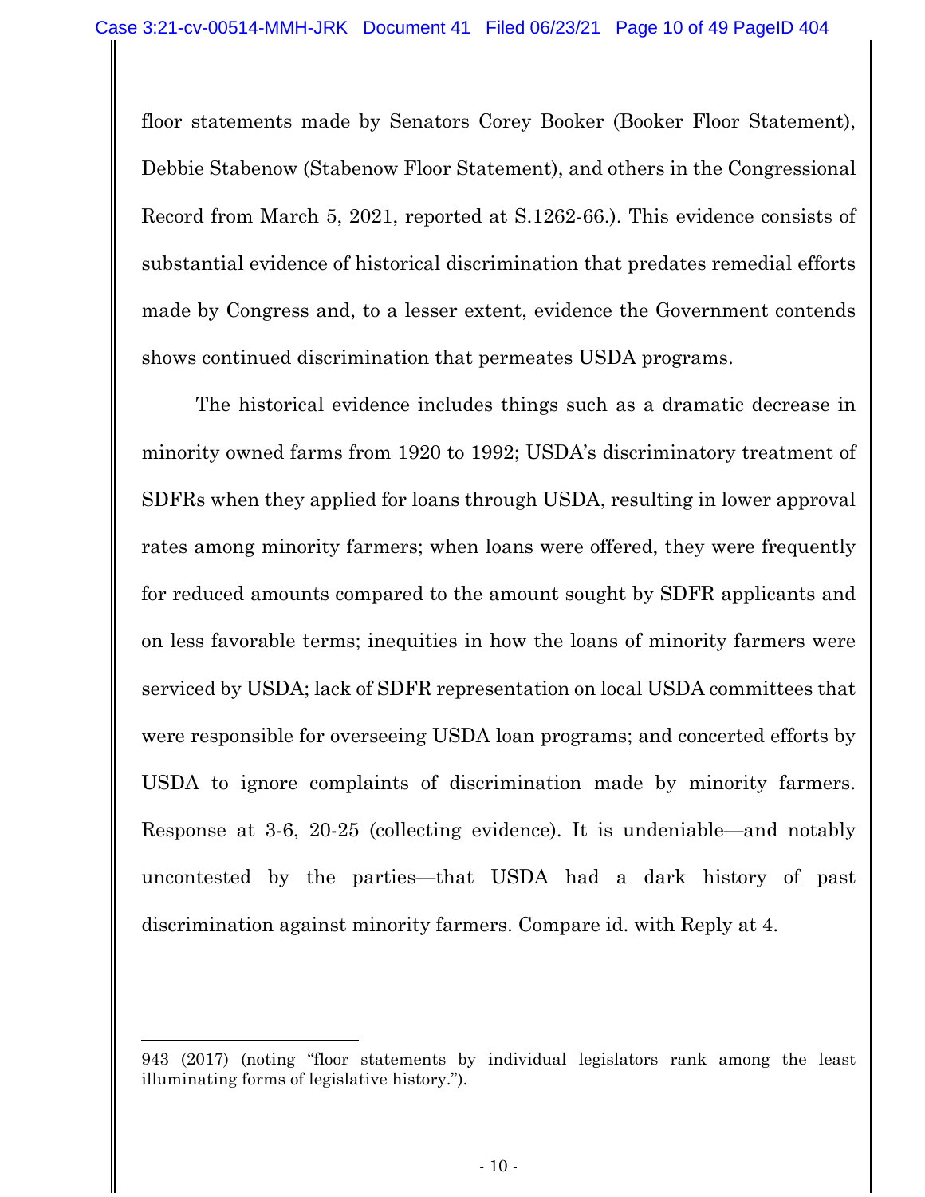floor statements made by Senators Corey Booker (Booker Floor Statement), Debbie Stabenow (Stabenow Floor Statement), and others in the Congressional Record from March 5, 2021, reported at S.1262-66.). This evidence consists of substantial evidence of historical discrimination that predates remedial efforts made by Congress and, to a lesser extent, evidence the Government contends shows continued discrimination that permeates USDA programs.

The historical evidence includes things such as a dramatic decrease in minority owned farms from 1920 to 1992; USDA's discriminatory treatment of SDFRs when they applied for loans through USDA, resulting in lower approval rates among minority farmers; when loans were offered, they were frequently for reduced amounts compared to the amount sought by SDFR applicants and on less favorable terms; inequities in how the loans of minority farmers were serviced by USDA; lack of SDFR representation on local USDA committees that were responsible for overseeing USDA loan programs; and concerted efforts by USDA to ignore complaints of discrimination made by minority farmers. Response at 3-6, 20-25 (collecting evidence). It is undeniable—and notably uncontested by the parties—that USDA had a dark history of past discrimination against minority farmers. Compare id. with Reply at 4.

---

943 (2017) (noting "floor statements by individual legislators rank among the least illuminating forms of legislative history.").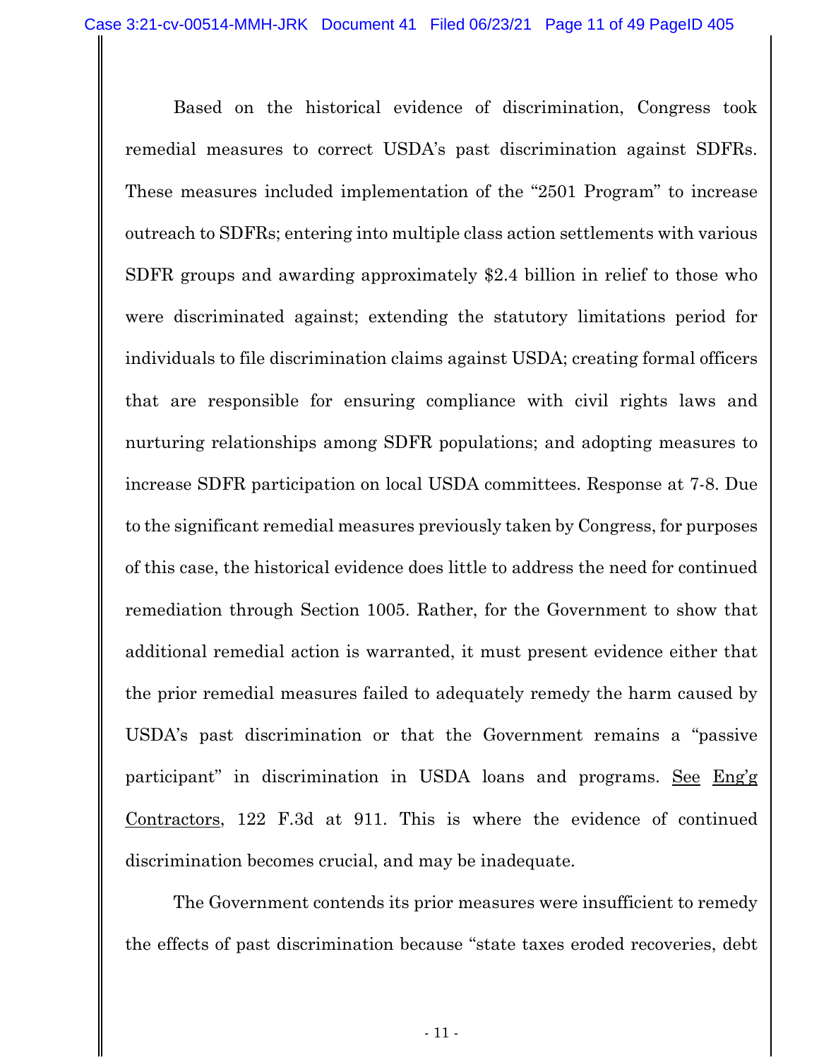Based on the historical evidence of discrimination, Congress took remedial measures to correct USDA's past discrimination against SDFRs. These measures included implementation of the "2501 Program" to increase outreach to SDFRs; entering into multiple class action settlements with various SDFR groups and awarding approximately $2.4 billion in relief to those who were discriminated against; extending the statutory limitations period for individuals to file discrimination claims against USDA; creating formal officers that are responsible for ensuring compliance with civil rights laws and nurturing relationships among SDFR populations; and adopting measures to increase SDFR participation on local USDA committees. Response at 7-8. Due to the significant remedial measures previously taken by Congress, for purposes of this case, the historical evidence does little to address the need for continued remediation through Section 1005. Rather, for the Government to show that additional remedial action is warranted, it must present evidence either that the prior remedial measures failed to adequately remedy the harm caused by USDA's past discrimination or that the Government remains a "passive participant" in discrimination in USDA loans and programs. <u>See</u> <u>Eng'g Contractors</u>, 122 F.3d at 911. This is where the evidence of continued discrimination becomes crucial, and may be inadequate.

The Government contends its prior measures were insufficient to remedy the effects of past discrimination because "state taxes eroded recoveries, debt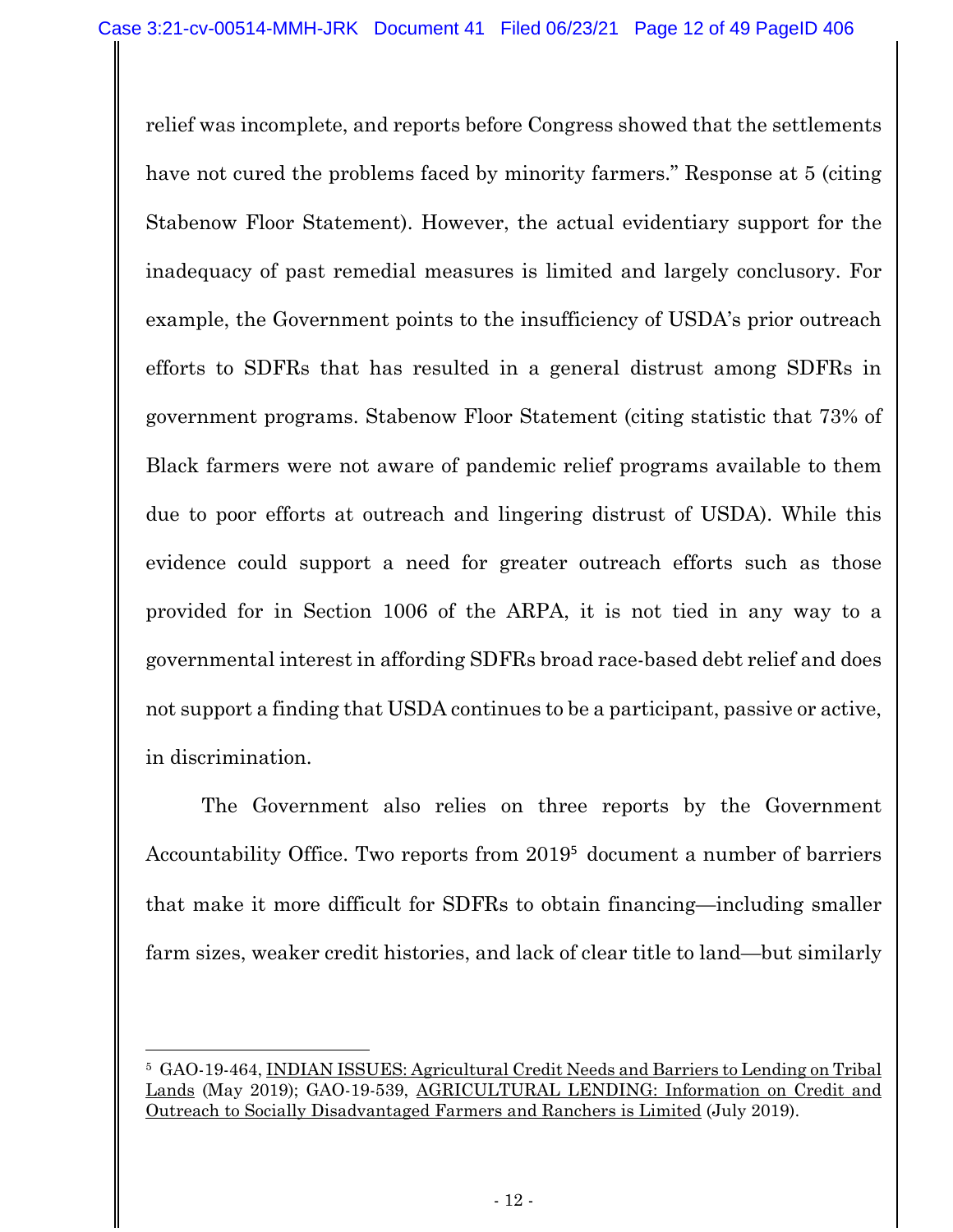relief was incomplete, and reports before Congress showed that the settlements have not cured the problems faced by minority farmers." Response at 5 (citing Stabenow Floor Statement). However, the actual evidentiary support for the inadequacy of past remedial measures is limited and largely conclusory. For example, the Government points to the insufficiency of USDA's prior outreach efforts to SDFRs that has resulted in a general distrust among SDFRs in government programs. Stabenow Floor Statement (citing statistic that 73% of Black farmers were not aware of pandemic relief programs available to them due to poor efforts at outreach and lingering distrust of USDA). While this evidence could support a need for greater outreach efforts such as those provided for in Section 1006 of the ARPA, it is not tied in any way to a governmental interest in affording SDFRs broad race-based debt relief and does not support a finding that USDA continues to be a participant, passive or active, in discrimination.

The Government also relies on three reports by the Government Accountability Office. Two reports from 2019[5] document a number of barriers that make it more difficult for SDFRs to obtain financing—including smaller farm sizes, weaker credit histories, and lack of clear title to land—but similarly

---

[5] GAO-19-464, INDIAN ISSUES: Agricultural Credit Needs and Barriers to Lending on Tribal Lands (May 2019); GAO-19-539, AGRICULTURAL LENDING: Information on Credit and Outreach to Socially Disadvantaged Farmers and Ranchers is Limited (July 2019).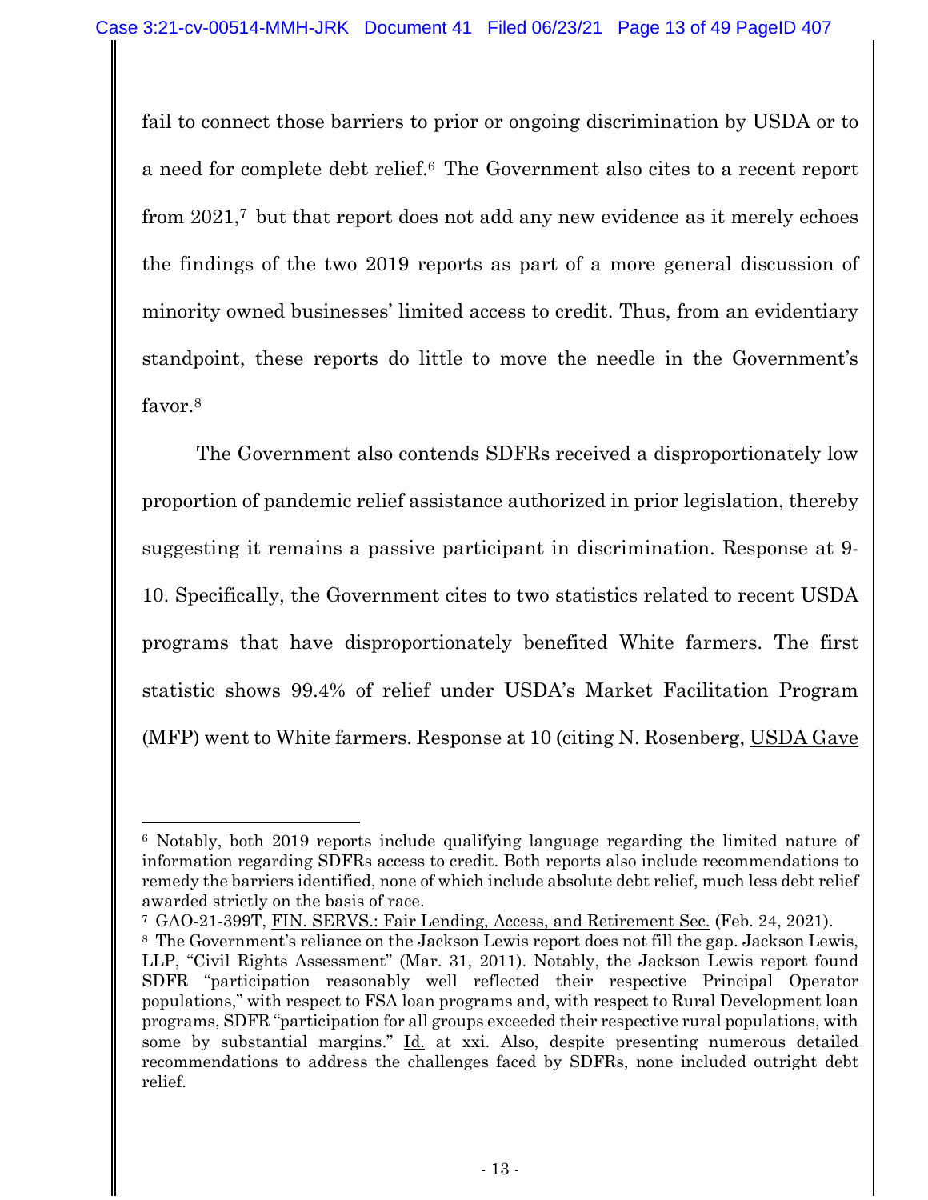fail to connect those barriers to prior or ongoing discrimination by USDA or to a need for complete debt relief.[6] The Government also cites to a recent report from 2021,[7] but that report does not add any new evidence as it merely echoes the findings of the two 2019 reports as part of a more general discussion of minority owned businesses' limited access to credit. Thus, from an evidentiary standpoint, these reports do little to move the needle in the Government's favor.[8]

The Government also contends SDFRs received a disproportionately low proportion of pandemic relief assistance authorized in prior legislation, thereby suggesting it remains a passive participant in discrimination. Response at 9-10. Specifically, the Government cites to two statistics related to recent USDA programs that have disproportionately benefited White farmers. The first statistic shows 99.4% of relief under USDA's Market Facilitation Program (MFP) went to White farmers. Response at 10 (citing N. Rosenberg, USDA Gave

---

[6] Notably, both 2019 reports include qualifying language regarding the limited nature of information regarding SDFRs access to credit. Both reports also include recommendations to remedy the barriers identified, none of which include absolute debt relief, much less debt relief awarded strictly on the basis of race.

[7] GAO-21-399T, FIN. SERVS.: Fair Lending, Access, and Retirement Sec. (Feb. 24, 2021).

[8] The Government's reliance on the Jackson Lewis report does not fill the gap. Jackson Lewis, LLP, "Civil Rights Assessment" (Mar. 31, 2011). Notably, the Jackson Lewis report found SDFR "participation reasonably well reflected their respective Principal Operator populations," with respect to FSA loan programs and, with respect to Rural Development loan programs, SDFR "participation for all groups exceeded their respective rural populations, with some by substantial margins." Id. at xxi. Also, despite presenting numerous detailed recommendations to address the challenges faced by SDFRs, none included outright debt relief.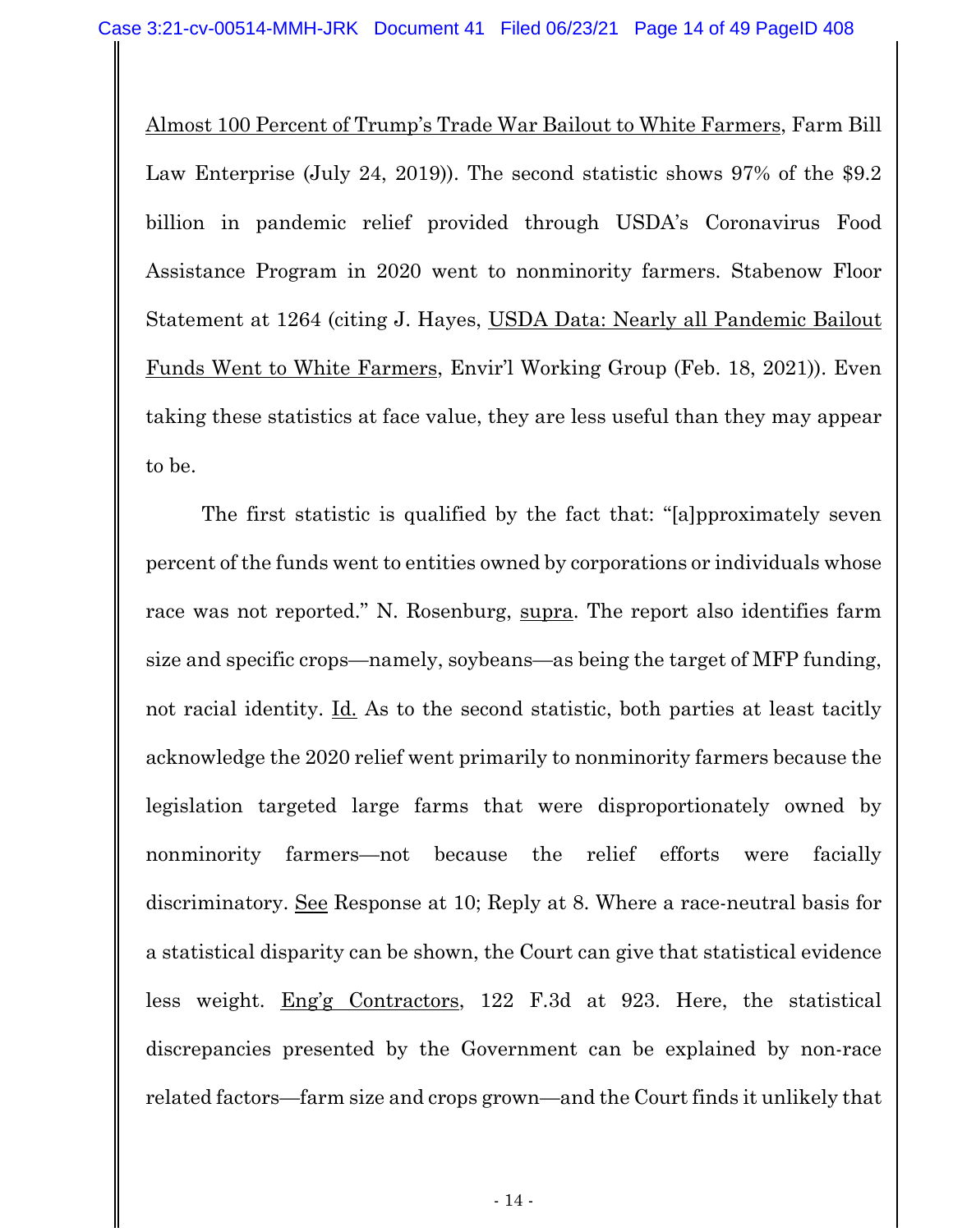Almost 100 Percent of Trump's Trade War Bailout to White Farmers, Farm Bill Law Enterprise (July 24, 2019)). The second statistic shows 97% of the $9.2 billion in pandemic relief provided through USDA's Coronavirus Food Assistance Program in 2020 went to nonminority farmers. Stabenow Floor Statement at 1264 (citing J. Hayes, USDA Data: Nearly all Pandemic Bailout Funds Went to White Farmers, Envir'l Working Group (Feb. 18, 2021)). Even taking these statistics at face value, they are less useful than they may appear to be.

The first statistic is qualified by the fact that: "[a]pproximately seven percent of the funds went to entities owned by corporations or individuals whose race was not reported." N. Rosenburg, supra. The report also identifies farm size and specific crops—namely, soybeans—as being the target of MFP funding, not racial identity. Id. As to the second statistic, both parties at least tacitly acknowledge the 2020 relief went primarily to nonminority farmers because the legislation targeted large farms that were disproportionately owned by nonminority farmers—not because the relief efforts were facially discriminatory. See Response at 10; Reply at 8. Where a race-neutral basis for a statistical disparity can be shown, the Court can give that statistical evidence less weight. Eng'g Contractors, 122 F.3d at 923. Here, the statistical discrepancies presented by the Government can be explained by non-race related factors—farm size and crops grown—and the Court finds it unlikely that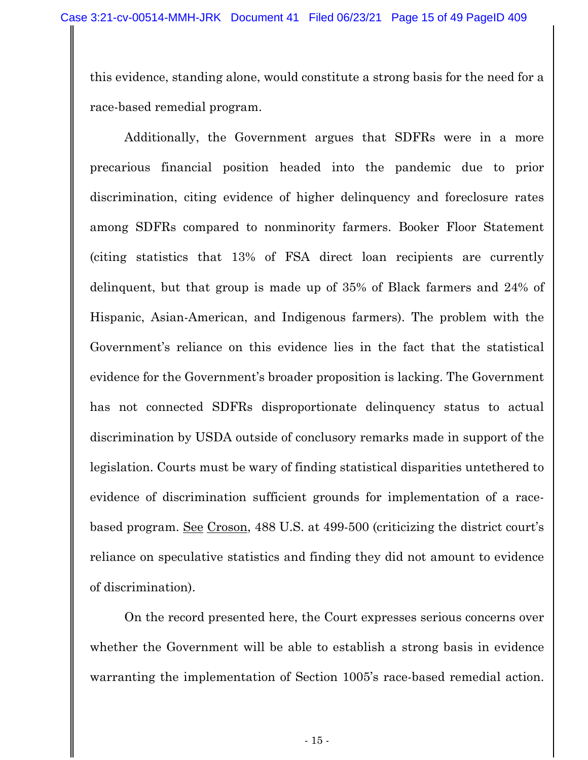this evidence, standing alone, would constitute a strong basis for the need for a race-based remedial program.

Additionally, the Government argues that SDFRs were in a more precarious financial position headed into the pandemic due to prior discrimination, citing evidence of higher delinquency and foreclosure rates among SDFRs compared to nonminority farmers. Booker Floor Statement (citing statistics that 13% of FSA direct loan recipients are currently delinquent, but that group is made up of 35% of Black farmers and 24% of Hispanic, Asian-American, and Indigenous farmers). The problem with the Government's reliance on this evidence lies in the fact that the statistical evidence for the Government's broader proposition is lacking. The Government has not connected SDFRs disproportionate delinquency status to actual discrimination by USDA outside of conclusory remarks made in support of the legislation. Courts must be wary of finding statistical disparities untethered to evidence of discrimination sufficient grounds for implementation of a race-based program. See Croson, 488 U.S. at 499-500 (criticizing the district court's reliance on speculative statistics and finding they did not amount to evidence of discrimination).

On the record presented here, the Court expresses serious concerns over whether the Government will be able to establish a strong basis in evidence warranting the implementation of Section 1005's race-based remedial action.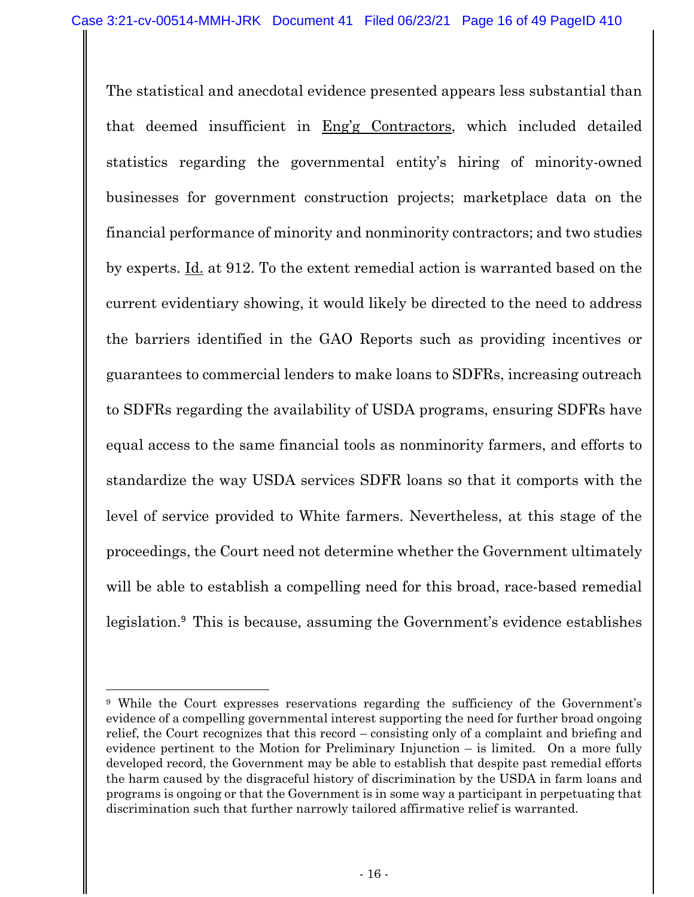The statistical and anecdotal evidence presented appears less substantial than that deemed insufficient in Eng'g Contractors, which included detailed statistics regarding the governmental entity's hiring of minority-owned businesses for government construction projects; marketplace data on the financial performance of minority and nonminority contractors; and two studies by experts. Id. at 912. To the extent remedial action is warranted based on the current evidentiary showing, it would likely be directed to the need to address the barriers identified in the GAO Reports such as providing incentives or guarantees to commercial lenders to make loans to SDFRs, increasing outreach to SDFRs regarding the availability of USDA programs, ensuring SDFRs have equal access to the same financial tools as nonminority farmers, and efforts to standardize the way USDA services SDFR loans so that it comports with the level of service provided to White farmers. Nevertheless, at this stage of the proceedings, the Court need not determine whether the Government ultimately will be able to establish a compelling need for this broad, race-based remedial legislation.[9] This is because, assuming the Government's evidence establishes

---

[9] While the Court expresses reservations regarding the sufficiency of the Government's evidence of a compelling governmental interest supporting the need for further broad ongoing relief, the Court recognizes that this record – consisting only of a complaint and briefing and evidence pertinent to the Motion for Preliminary Injunction – is limited. On a more fully developed record, the Government may be able to establish that despite past remedial efforts the harm caused by the disgraceful history of discrimination by the USDA in farm loans and programs is ongoing or that the Government is in some way a participant in perpetuating that discrimination such that further narrowly tailored affirmative relief is warranted.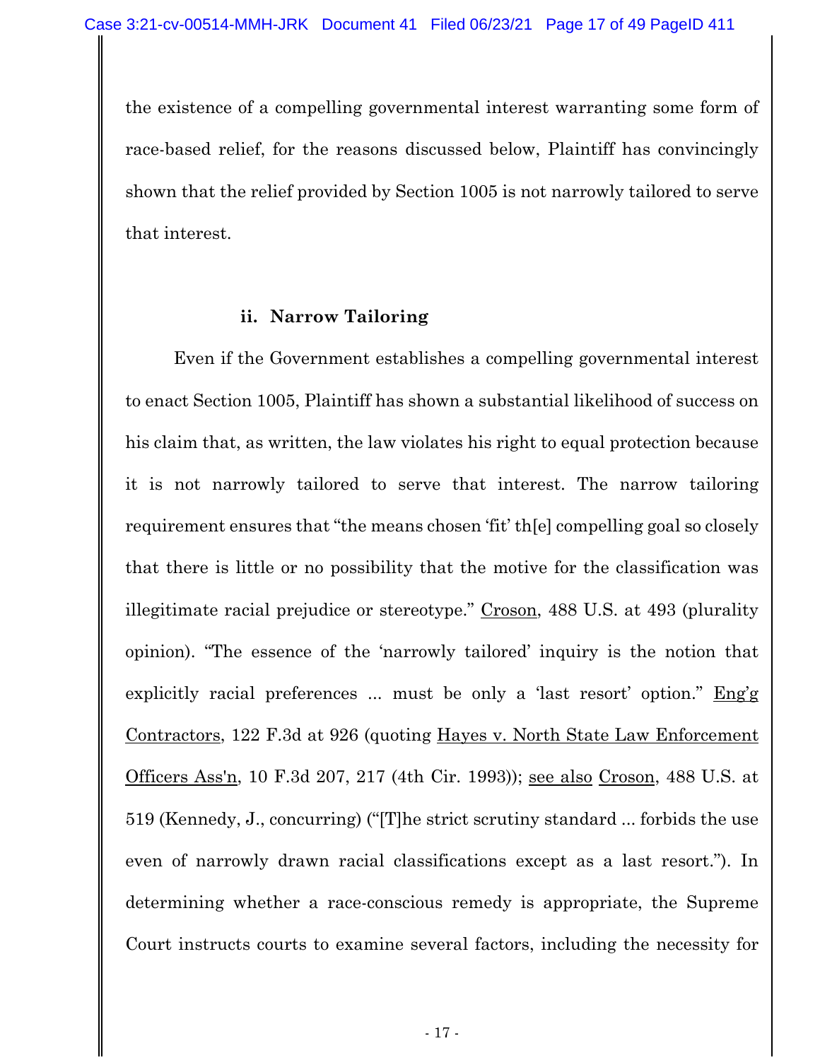the existence of a compelling governmental interest warranting some form of race-based relief, for the reasons discussed below, Plaintiff has convincingly shown that the relief provided by Section 1005 is not narrowly tailored to serve that interest.

**ii. Narrow Tailoring**

Even if the Government establishes a compelling governmental interest to enact Section 1005, Plaintiff has shown a substantial likelihood of success on his claim that, as written, the law violates his right to equal protection because it is not narrowly tailored to serve that interest. The narrow tailoring requirement ensures that "the means chosen 'fit' th[e] compelling goal so closely that there is little or no possibility that the motive for the classification was illegitimate racial prejudice or stereotype." Croson, 488 U.S. at 493 (plurality opinion). "The essence of the 'narrowly tailored' inquiry is the notion that explicitly racial preferences ... must be only a 'last resort' option." Eng'g Contractors, 122 F.3d at 926 (quoting Hayes v. North State Law Enforcement Officers Ass'n, 10 F.3d 207, 217 (4th Cir. 1993)); see also Croson, 488 U.S. at 519 (Kennedy, J., concurring) ("[T]he strict scrutiny standard ... forbids the use even of narrowly drawn racial classifications except as a last resort."). In determining whether a race-conscious remedy is appropriate, the Supreme Court instructs courts to examine several factors, including the necessity for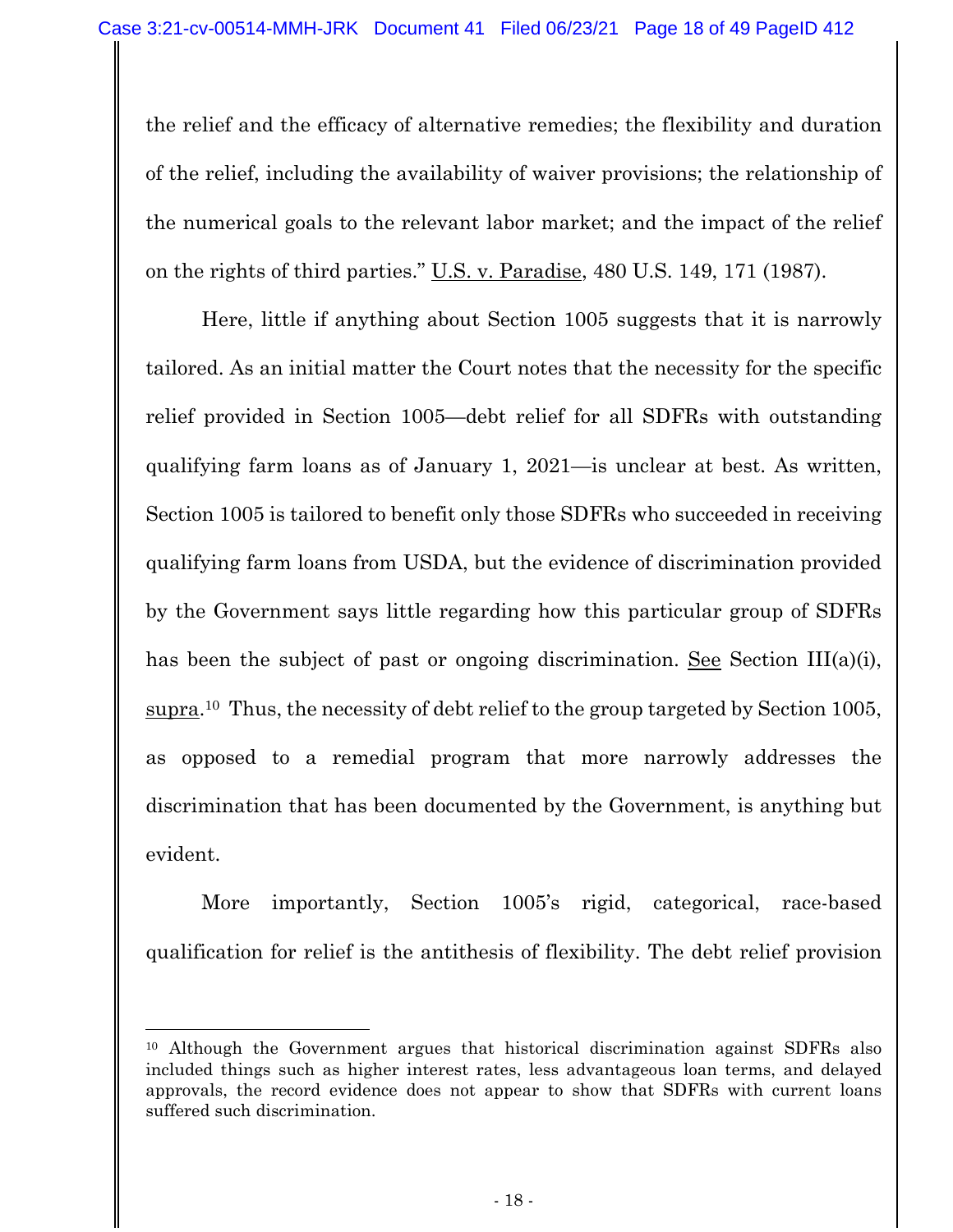the relief and the efficacy of alternative remedies; the flexibility and duration of the relief, including the availability of waiver provisions; the relationship of the numerical goals to the relevant labor market; and the impact of the relief on the rights of third parties." U.S. v. Paradise, 480 U.S. 149, 171 (1987).

Here, little if anything about Section 1005 suggests that it is narrowly tailored. As an initial matter the Court notes that the necessity for the specific relief provided in Section 1005—debt relief for all SDFRs with outstanding qualifying farm loans as of January 1, 2021—is unclear at best. As written, Section 1005 is tailored to benefit only those SDFRs who succeeded in receiving qualifying farm loans from USDA, but the evidence of discrimination provided by the Government says little regarding how this particular group of SDFRs has been the subject of past or ongoing discrimination. See Section III(a)(i), supra.[10] Thus, the necessity of debt relief to the group targeted by Section 1005, as opposed to a remedial program that more narrowly addresses the discrimination that has been documented by the Government, is anything but evident.

More importantly, Section 1005's rigid, categorical, race-based qualification for relief is the antithesis of flexibility. The debt relief provision

[10] Although the Government argues that historical discrimination against SDFRs also included things such as higher interest rates, less advantageous loan terms, and delayed approvals, the record evidence does not appear to show that SDFRs with current loans suffered such discrimination.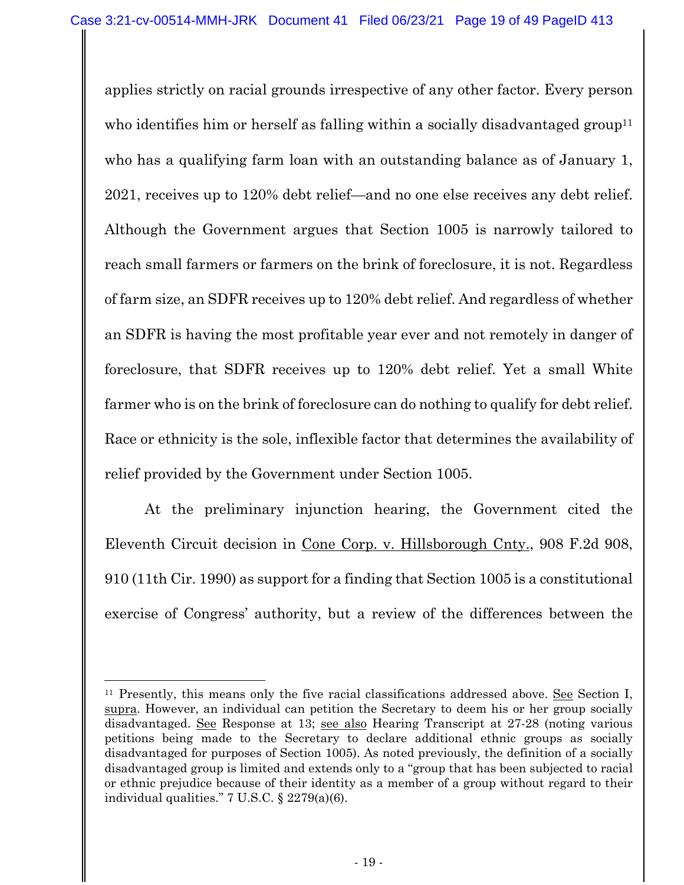applies strictly on racial grounds irrespective of any other factor. Every person who identifies him or herself as falling within a socially disadvantaged group[11] who has a qualifying farm loan with an outstanding balance as of January 1, 2021, receives up to 120% debt relief—and no one else receives any debt relief. Although the Government argues that Section 1005 is narrowly tailored to reach small farmers or farmers on the brink of foreclosure, it is not. Regardless of farm size, an SDFR receives up to 120% debt relief. And regardless of whether an SDFR is having the most profitable year ever and not remotely in danger of foreclosure, that SDFR receives up to 120% debt relief. Yet a small White farmer who is on the brink of foreclosure can do nothing to qualify for debt relief. Race or ethnicity is the sole, inflexible factor that determines the availability of relief provided by the Government under Section 1005.

At the preliminary injunction hearing, the Government cited the Eleventh Circuit decision in Cone Corp. v. Hillsborough Cnty., 908 F.2d 908, 910 (11th Cir. 1990) as support for a finding that Section 1005 is a constitutional exercise of Congress' authority, but a review of the differences between the

---

[11] Presently, this means only the five racial classifications addressed above. See Section I, supra. However, an individual can petition the Secretary to deem his or her group socially disadvantaged. See Response at 13; see also Hearing Transcript at 27-28 (noting various petitions being made to the Secretary to declare additional ethnic groups as socially disadvantaged for purposes of Section 1005). As noted previously, the definition of a socially disadvantaged group is limited and extends only to a "group that has been subjected to racial or ethnic prejudice because of their identity as a member of a group without regard to their individual qualities." 7 U.S.C. § 2279(a)(6).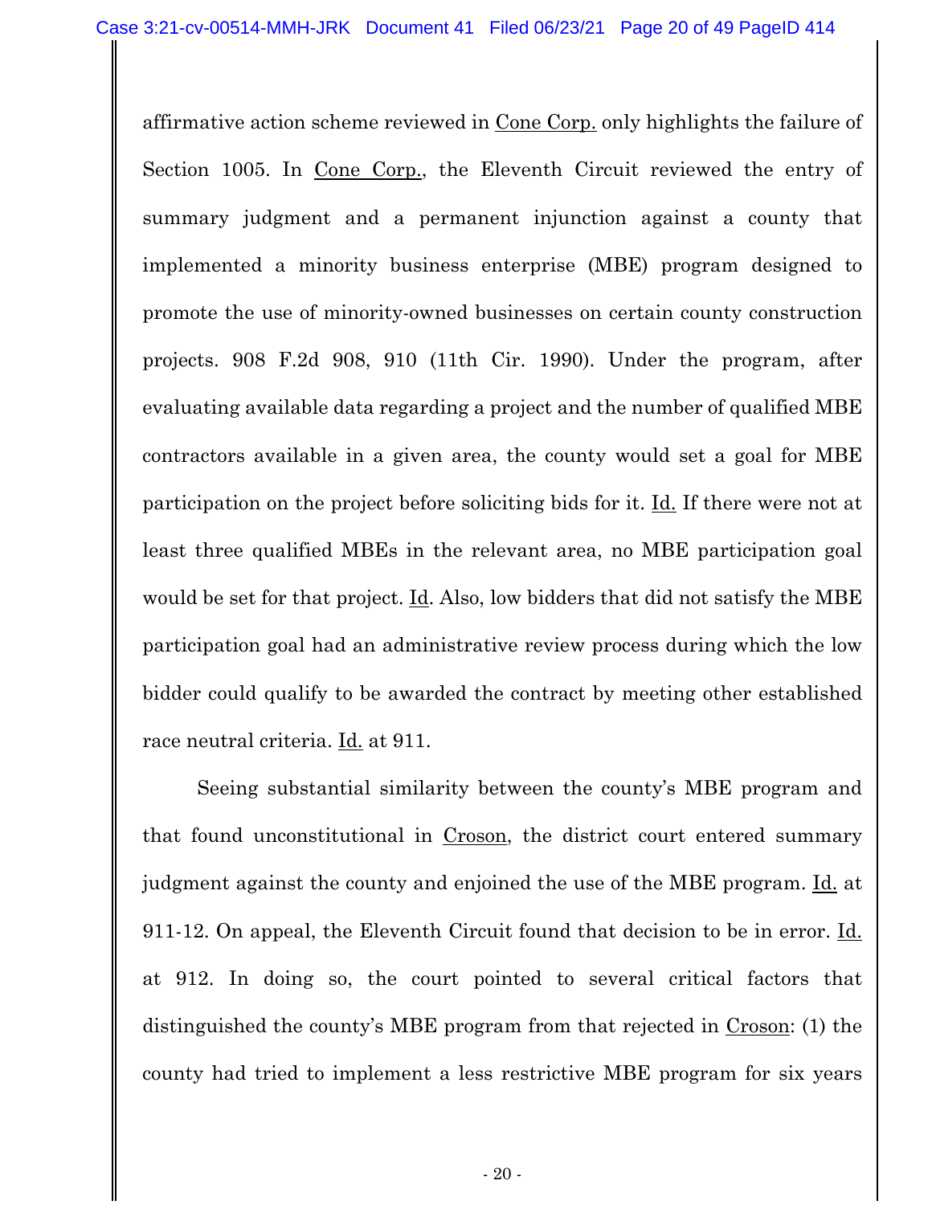affirmative action scheme reviewed in Cone Corp. only highlights the failure of Section 1005. In Cone Corp., the Eleventh Circuit reviewed the entry of summary judgment and a permanent injunction against a county that implemented a minority business enterprise (MBE) program designed to promote the use of minority-owned businesses on certain county construction projects. 908 F.2d 908, 910 (11th Cir. 1990). Under the program, after evaluating available data regarding a project and the number of qualified MBE contractors available in a given area, the county would set a goal for MBE participation on the project before soliciting bids for it. Id. If there were not at least three qualified MBEs in the relevant area, no MBE participation goal would be set for that project. Id. Also, low bidders that did not satisfy the MBE participation goal had an administrative review process during which the low bidder could qualify to be awarded the contract by meeting other established race neutral criteria. Id. at 911.

Seeing substantial similarity between the county's MBE program and that found unconstitutional in Croson, the district court entered summary judgment against the county and enjoined the use of the MBE program. Id. at 911-12. On appeal, the Eleventh Circuit found that decision to be in error. Id. at 912. In doing so, the court pointed to several critical factors that distinguished the county's MBE program from that rejected in Croson: (1) the county had tried to implement a less restrictive MBE program for six years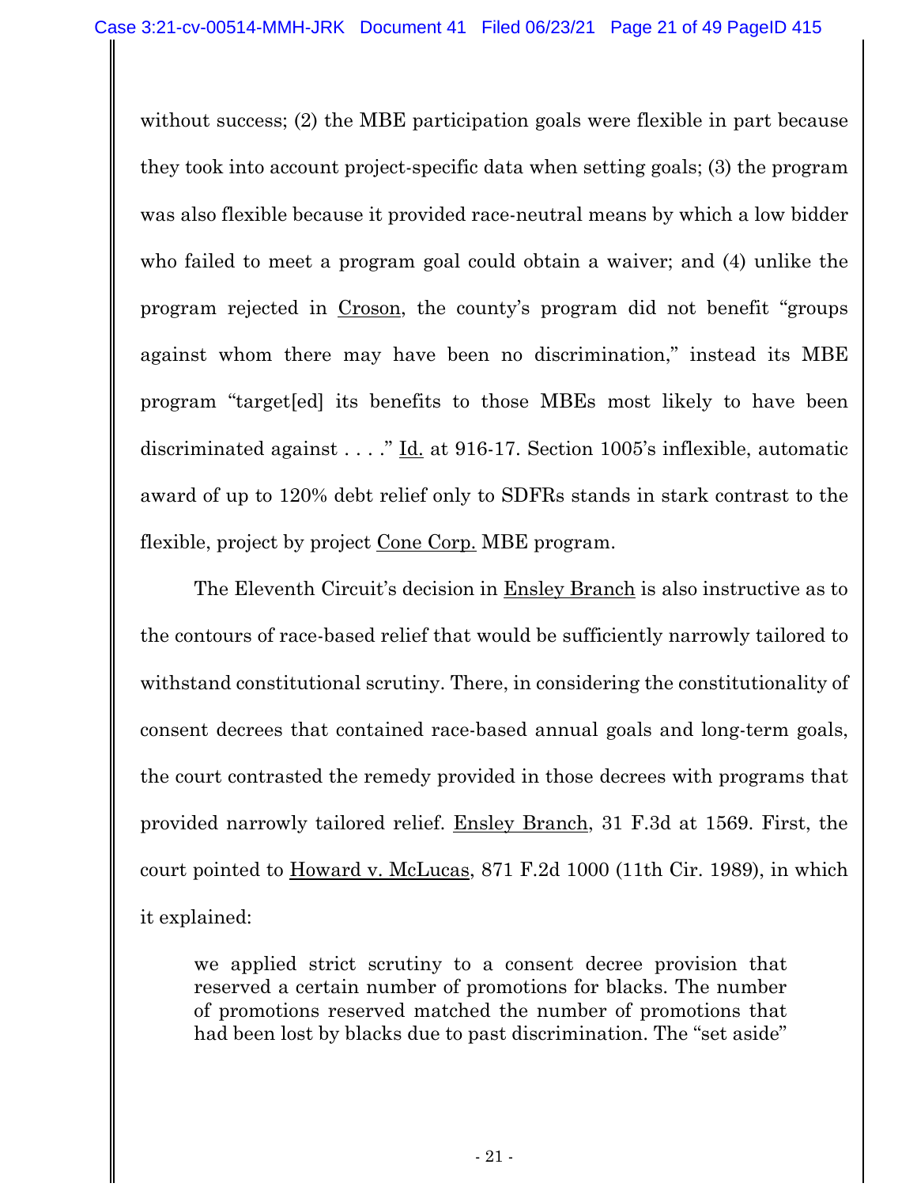without success; (2) the MBE participation goals were flexible in part because they took into account project-specific data when setting goals; (3) the program was also flexible because it provided race-neutral means by which a low bidder who failed to meet a program goal could obtain a waiver; and (4) unlike the program rejected in Croson, the county's program did not benefit "groups against whom there may have been no discrimination," instead its MBE program "target[ed] its benefits to those MBEs most likely to have been discriminated against . . . ." Id. at 916-17. Section 1005's inflexible, automatic award of up to 120% debt relief only to SDFRs stands in stark contrast to the flexible, project by project Cone Corp. MBE program.

The Eleventh Circuit's decision in Ensley Branch is also instructive as to the contours of race-based relief that would be sufficiently narrowly tailored to withstand constitutional scrutiny. There, in considering the constitutionality of consent decrees that contained race-based annual goals and long-term goals, the court contrasted the remedy provided in those decrees with programs that provided narrowly tailored relief. Ensley Branch, 31 F.3d at 1569. First, the court pointed to Howard v. McLucas, 871 F.2d 1000 (11th Cir. 1989), in which it explained:

> we applied strict scrutiny to a consent decree provision that reserved a certain number of promotions for blacks. The number of promotions reserved matched the number of promotions that had been lost by blacks due to past discrimination. The "set aside"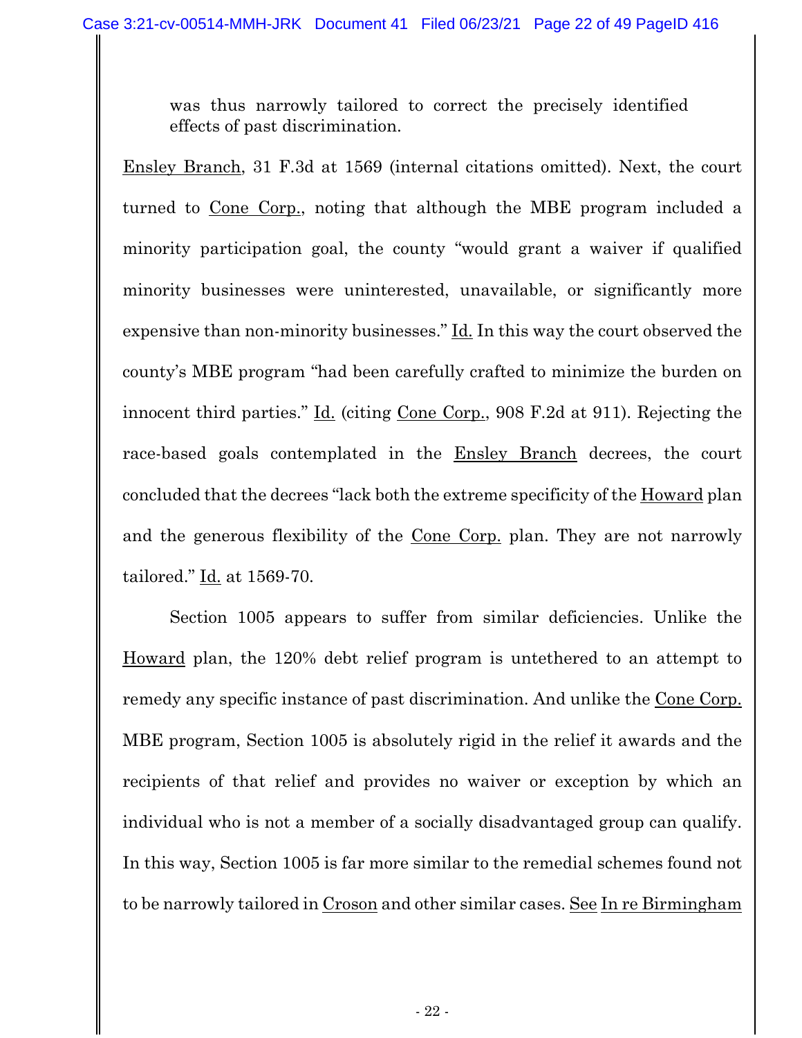> was thus narrowly tailored to correct the precisely identified effects of past discrimination.

Ensley Branch, 31 F.3d at 1569 (internal citations omitted). Next, the court turned to Cone Corp., noting that although the MBE program included a minority participation goal, the county "would grant a waiver if qualified minority businesses were uninterested, unavailable, or significantly more expensive than non-minority businesses." Id. In this way the court observed the county's MBE program "had been carefully crafted to minimize the burden on innocent third parties." Id. (citing Cone Corp., 908 F.2d at 911). Rejecting the race-based goals contemplated in the Ensley Branch decrees, the court concluded that the decrees "lack both the extreme specificity of the Howard plan and the generous flexibility of the Cone Corp. plan. They are not narrowly tailored." Id. at 1569-70.

Section 1005 appears to suffer from similar deficiencies. Unlike the Howard plan, the 120% debt relief program is untethered to an attempt to remedy any specific instance of past discrimination. And unlike the Cone Corp. MBE program, Section 1005 is absolutely rigid in the relief it awards and the recipients of that relief and provides no waiver or exception by which an individual who is not a member of a socially disadvantaged group can qualify. In this way, Section 1005 is far more similar to the remedial schemes found not to be narrowly tailored in Croson and other similar cases. See In re Birmingham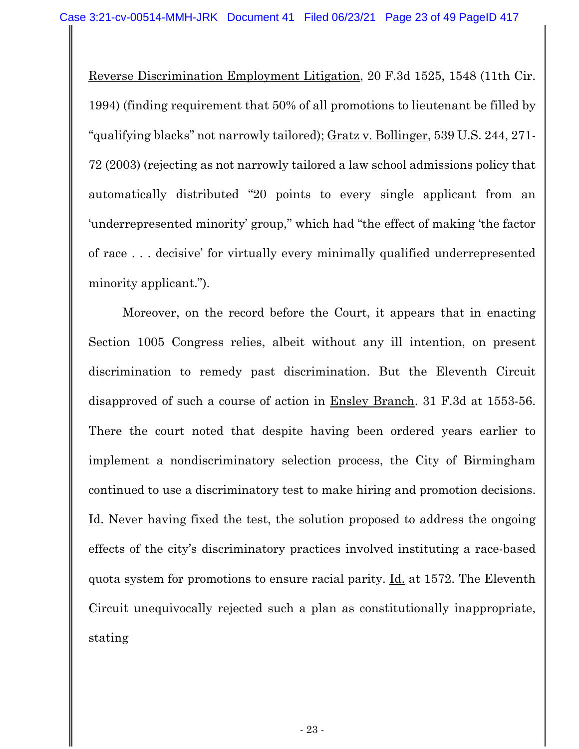Reverse Discrimination Employment Litigation, 20 F.3d 1525, 1548 (11th Cir. 1994) (finding requirement that 50% of all promotions to lieutenant be filled by "qualifying blacks" not narrowly tailored); Gratz v. Bollinger, 539 U.S. 244, 271-72 (2003) (rejecting as not narrowly tailored a law school admissions policy that automatically distributed "20 points to every single applicant from an 'underrepresented minority' group," which had "the effect of making 'the factor of race . . . decisive' for virtually every minimally qualified underrepresented minority applicant.").

Moreover, on the record before the Court, it appears that in enacting Section 1005 Congress relies, albeit without any ill intention, on present discrimination to remedy past discrimination. But the Eleventh Circuit disapproved of such a course of action in Ensley Branch. 31 F.3d at 1553-56. There the court noted that despite having been ordered years earlier to implement a nondiscriminatory selection process, the City of Birmingham continued to use a discriminatory test to make hiring and promotion decisions. Id. Never having fixed the test, the solution proposed to address the ongoing effects of the city's discriminatory practices involved instituting a race-based quota system for promotions to ensure racial parity. Id. at 1572. The Eleventh Circuit unequivocally rejected such a plan as constitutionally inappropriate, stating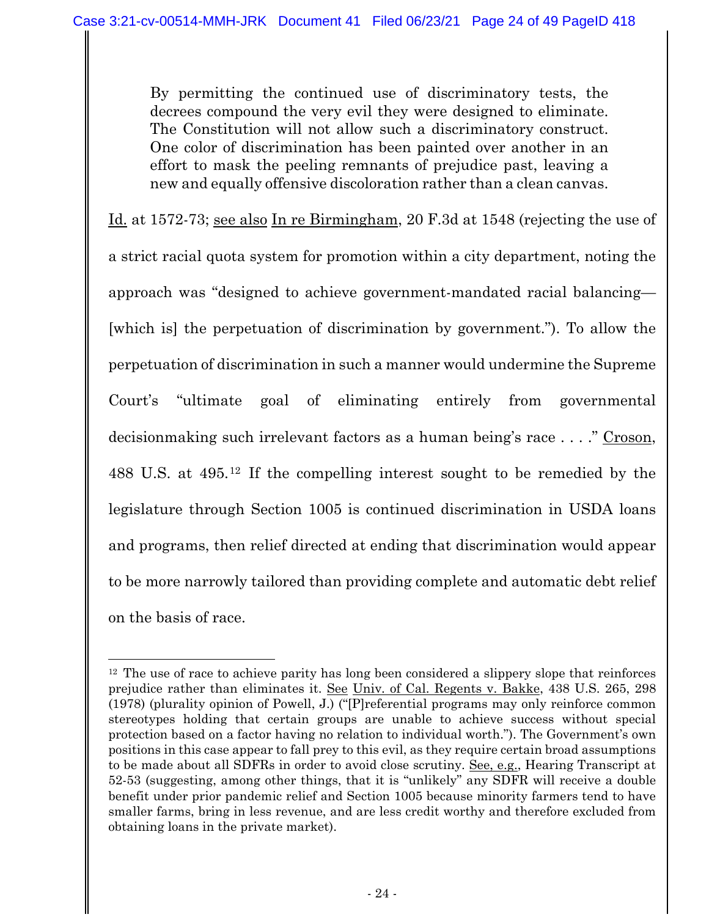> By permitting the continued use of discriminatory tests, the decrees compound the very evil they were designed to eliminate. The Constitution will not allow such a discriminatory construct. One color of discrimination has been painted over another in an effort to mask the peeling remnants of prejudice past, leaving a new and equally offensive discoloration rather than a clean canvas.

Id. at 1572-73; see also In re Birmingham, 20 F.3d at 1548 (rejecting the use of a strict racial quota system for promotion within a city department, noting the approach was "designed to achieve government-mandated racial balancing—[which is] the perpetuation of discrimination by government."). To allow the perpetuation of discrimination in such a manner would undermine the Supreme Court's "ultimate goal of eliminating entirely from governmental decisionmaking such irrelevant factors as a human being's race . . . ." Croson, 488 U.S. at 495.[12] If the compelling interest sought to be remedied by the legislature through Section 1005 is continued discrimination in USDA loans and programs, then relief directed at ending that discrimination would appear to be more narrowly tailored than providing complete and automatic debt relief on the basis of race.

---

[12] The use of race to achieve parity has long been considered a slippery slope that reinforces prejudice rather than eliminates it. See Univ. of Cal. Regents v. Bakke, 438 U.S. 265, 298 (1978) (plurality opinion of Powell, J.) ("[P]referential programs may only reinforce common stereotypes holding that certain groups are unable to achieve success without special protection based on a factor having no relation to individual worth."). The Government's own positions in this case appear to fall prey to this evil, as they require certain broad assumptions to be made about all SDFRs in order to avoid close scrutiny. See, e.g., Hearing Transcript at 52-53 (suggesting, among other things, that it is "unlikely" any SDFR will receive a double benefit under prior pandemic relief and Section 1005 because minority farmers tend to have smaller farms, bring in less revenue, and are less credit worthy and therefore excluded from obtaining loans in the private market).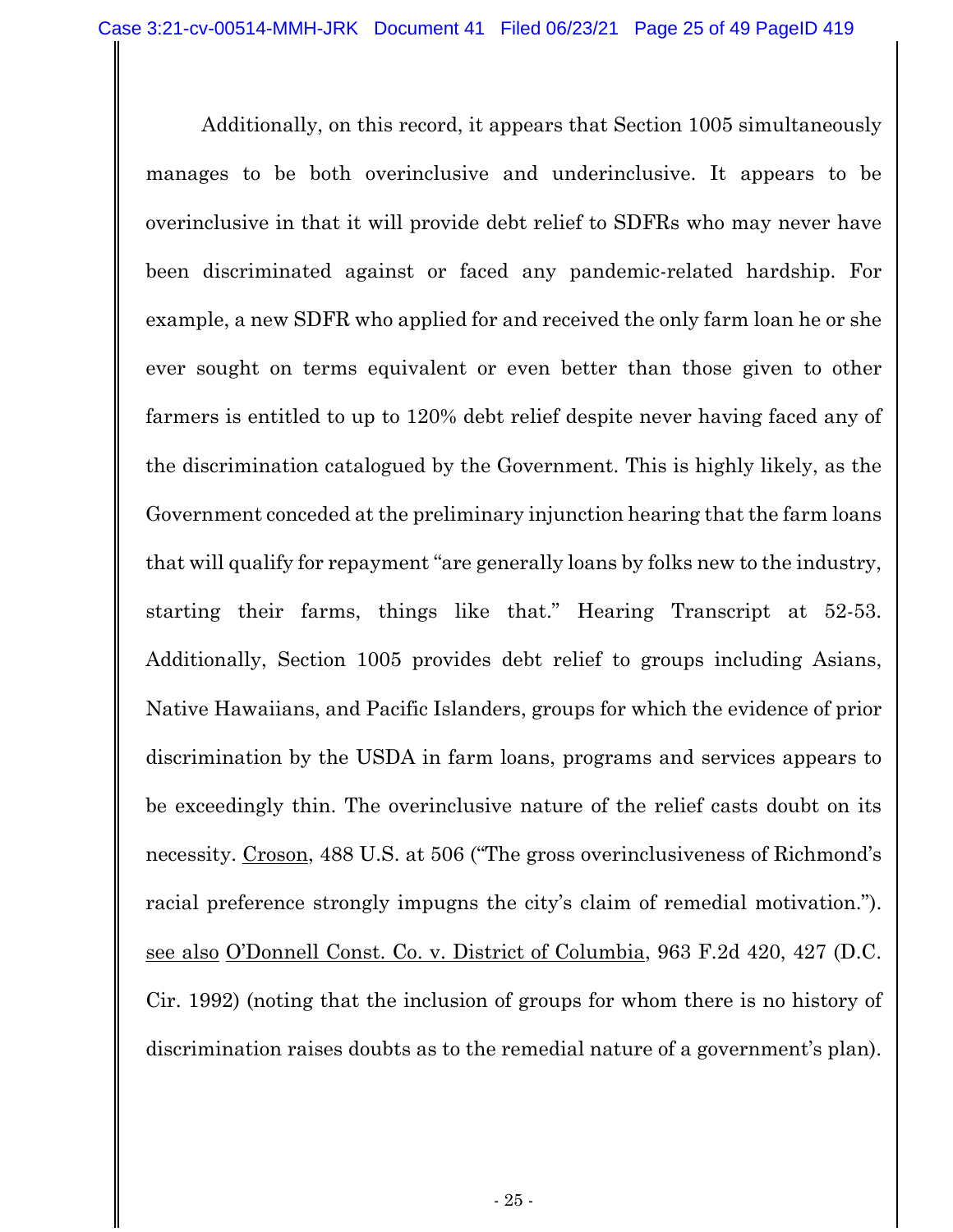Additionally, on this record, it appears that Section 1005 simultaneously manages to be both overinclusive and underinclusive. It appears to be overinclusive in that it will provide debt relief to SDFRs who may never have been discriminated against or faced any pandemic-related hardship. For example, a new SDFR who applied for and received the only farm loan he or she ever sought on terms equivalent or even better than those given to other farmers is entitled to up to 120% debt relief despite never having faced any of the discrimination catalogued by the Government. This is highly likely, as the Government conceded at the preliminary injunction hearing that the farm loans that will qualify for repayment "are generally loans by folks new to the industry, starting their farms, things like that." Hearing Transcript at 52-53. Additionally, Section 1005 provides debt relief to groups including Asians, Native Hawaiians, and Pacific Islanders, groups for which the evidence of prior discrimination by the USDA in farm loans, programs and services appears to be exceedingly thin. The overinclusive nature of the relief casts doubt on its necessity. Croson, 488 U.S. at 506 ("The gross overinclusiveness of Richmond's racial preference strongly impugns the city's claim of remedial motivation."). see also O'Donnell Const. Co. v. District of Columbia, 963 F.2d 420, 427 (D.C. Cir. 1992) (noting that the inclusion of groups for whom there is no history of discrimination raises doubts as to the remedial nature of a government's plan).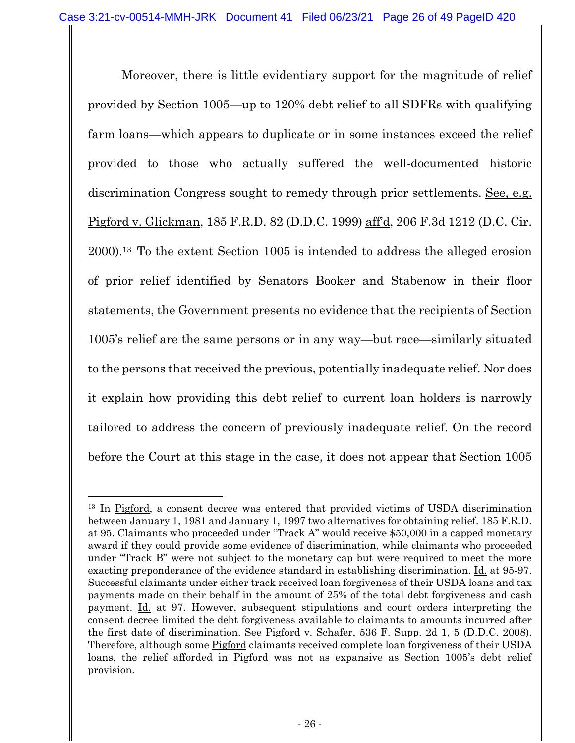Moreover, there is little evidentiary support for the magnitude of relief provided by Section 1005—up to 120% debt relief to all SDFRs with qualifying farm loans—which appears to duplicate or in some instances exceed the relief provided to those who actually suffered the well-documented historic discrimination Congress sought to remedy through prior settlements. See, e.g. Pigford v. Glickman, 185 F.R.D. 82 (D.D.C. 1999) aff'd, 206 F.3d 1212 (D.C. Cir. 2000).[13] To the extent Section 1005 is intended to address the alleged erosion of prior relief identified by Senators Booker and Stabenow in their floor statements, the Government presents no evidence that the recipients of Section 1005's relief are the same persons or in any way—but race—similarly situated to the persons that received the previous, potentially inadequate relief. Nor does it explain how providing this debt relief to current loan holders is narrowly tailored to address the concern of previously inadequate relief. On the record before the Court at this stage in the case, it does not appear that Section 1005

---

[13] In Pigford, a consent decree was entered that provided victims of USDA discrimination between January 1, 1981 and January 1, 1997 two alternatives for obtaining relief. 185 F.R.D. at 95. Claimants who proceeded under "Track A" would receive $50,000 in a capped monetary award if they could provide some evidence of discrimination, while claimants who proceeded under "Track B" were not subject to the monetary cap but were required to meet the more exacting preponderance of the evidence standard in establishing discrimination. Id. at 95-97. Successful claimants under either track received loan forgiveness of their USDA loans and tax payments made on their behalf in the amount of 25% of the total debt forgiveness and cash payment. Id. at 97. However, subsequent stipulations and court orders interpreting the consent decree limited the debt forgiveness available to claimants to amounts incurred after the first date of discrimination. See Pigford v. Schafer, 536 F. Supp. 2d 1, 5 (D.D.C. 2008). Therefore, although some Pigford claimants received complete loan forgiveness of their USDA loans, the relief afforded in Pigford was not as expansive as Section 1005's debt relief provision.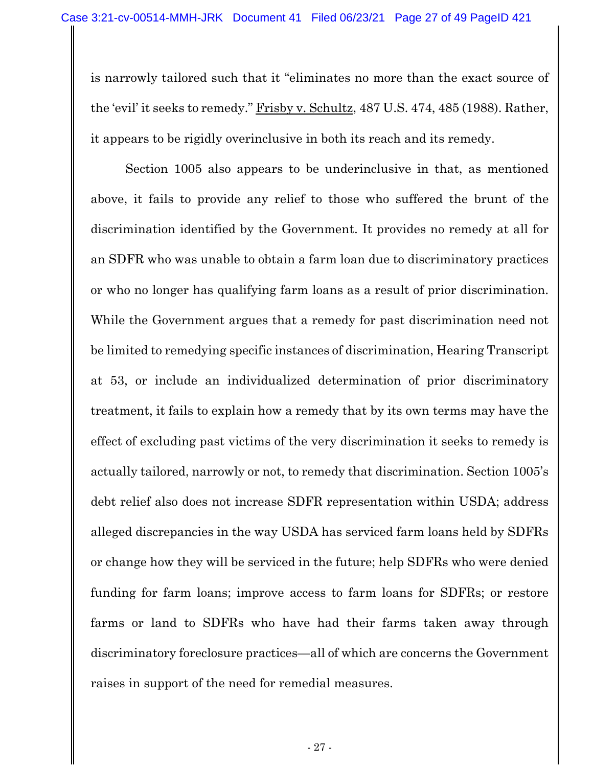is narrowly tailored such that it "eliminates no more than the exact source of the 'evil' it seeks to remedy." Frisby v. Schultz, 487 U.S. 474, 485 (1988). Rather, it appears to be rigidly overinclusive in both its reach and its remedy.

Section 1005 also appears to be underinclusive in that, as mentioned above, it fails to provide any relief to those who suffered the brunt of the discrimination identified by the Government. It provides no remedy at all for an SDFR who was unable to obtain a farm loan due to discriminatory practices or who no longer has qualifying farm loans as a result of prior discrimination. While the Government argues that a remedy for past discrimination need not be limited to remedying specific instances of discrimination, Hearing Transcript at 53, or include an individualized determination of prior discriminatory treatment, it fails to explain how a remedy that by its own terms may have the effect of excluding past victims of the very discrimination it seeks to remedy is actually tailored, narrowly or not, to remedy that discrimination. Section 1005's debt relief also does not increase SDFR representation within USDA; address alleged discrepancies in the way USDA has serviced farm loans held by SDFRs or change how they will be serviced in the future; help SDFRs who were denied funding for farm loans; improve access to farm loans for SDFRs; or restore farms or land to SDFRs who have had their farms taken away through discriminatory foreclosure practices—all of which are concerns the Government raises in support of the need for remedial measures.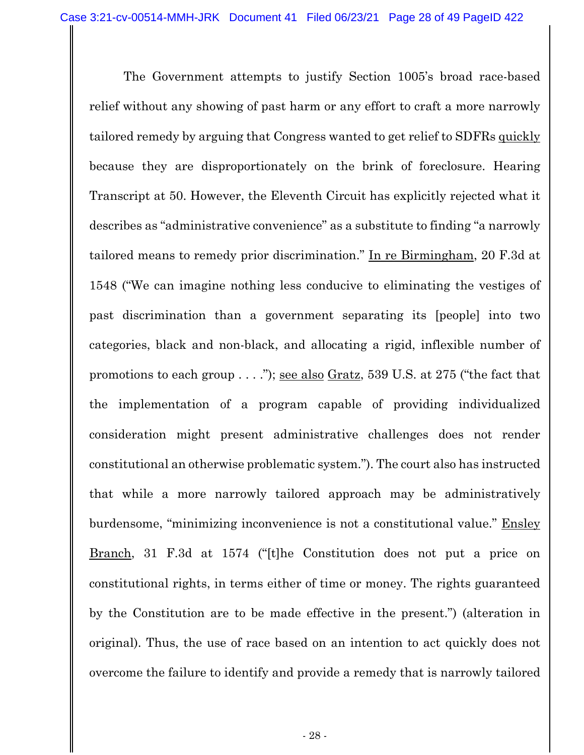The Government attempts to justify Section 1005's broad race-based relief without any showing of past harm or any effort to craft a more narrowly tailored remedy by arguing that Congress wanted to get relief to SDFRs quickly because they are disproportionately on the brink of foreclosure. Hearing Transcript at 50. However, the Eleventh Circuit has explicitly rejected what it describes as "administrative convenience" as a substitute to finding "a narrowly tailored means to remedy prior discrimination." In re Birmingham, 20 F.3d at 1548 ("We can imagine nothing less conducive to eliminating the vestiges of past discrimination than a government separating its [people] into two categories, black and non-black, and allocating a rigid, inflexible number of promotions to each group . . . ."); see also Gratz, 539 U.S. at 275 ("the fact that the implementation of a program capable of providing individualized consideration might present administrative challenges does not render constitutional an otherwise problematic system."). The court also has instructed that while a more narrowly tailored approach may be administratively burdensome, "minimizing inconvenience is not a constitutional value." Ensley Branch, 31 F.3d at 1574 ("[t]he Constitution does not put a price on constitutional rights, in terms either of time or money. The rights guaranteed by the Constitution are to be made effective in the present.") (alteration in original). Thus, the use of race based on an intention to act quickly does not overcome the failure to identify and provide a remedy that is narrowly tailored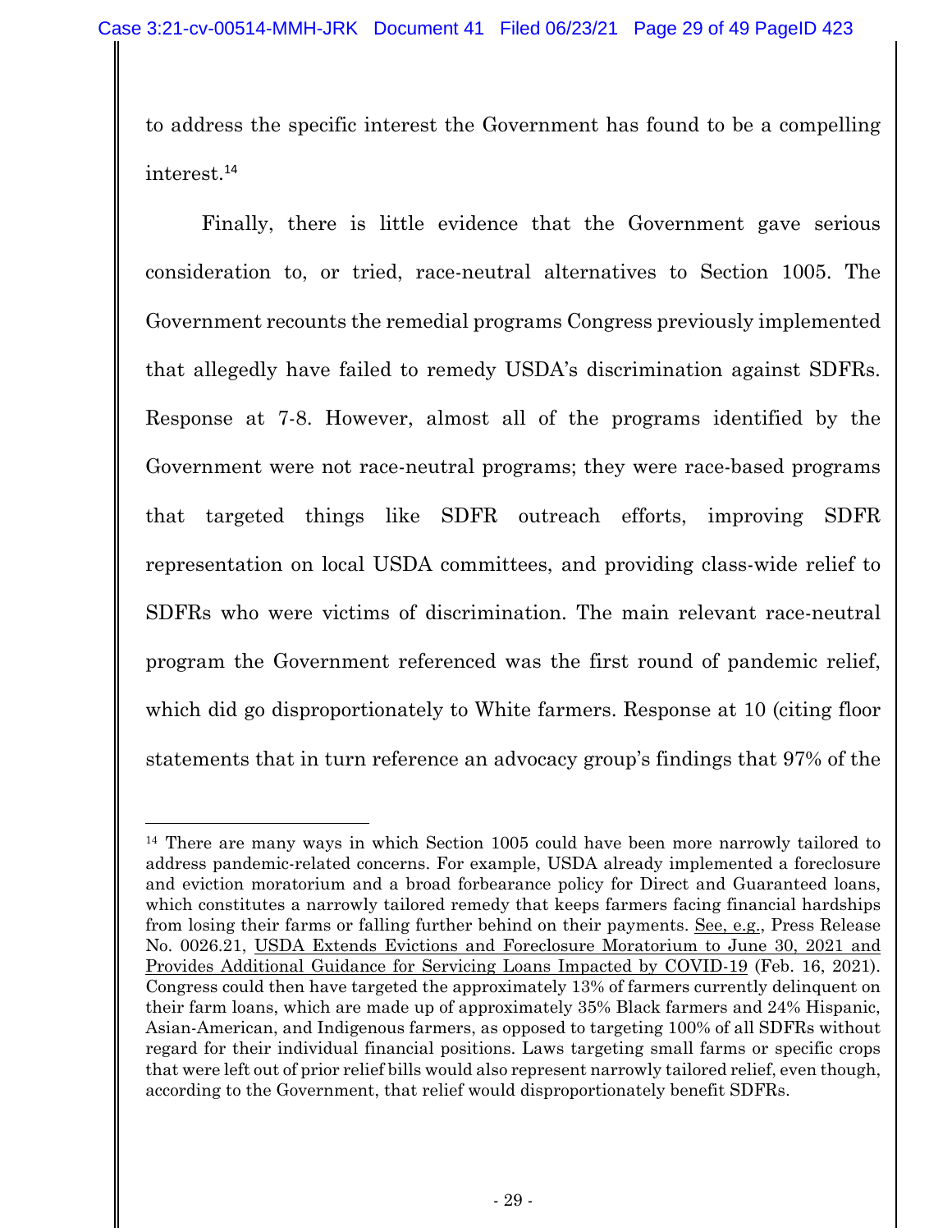to address the specific interest the Government has found to be a compelling interest.[14]

Finally, there is little evidence that the Government gave serious consideration to, or tried, race-neutral alternatives to Section 1005. The Government recounts the remedial programs Congress previously implemented that allegedly have failed to remedy USDA's discrimination against SDFRs. Response at 7-8. However, almost all of the programs identified by the Government were not race-neutral programs; they were race-based programs that targeted things like SDFR outreach efforts, improving SDFR representation on local USDA committees, and providing class-wide relief to SDFRs who were victims of discrimination. The main relevant race-neutral program the Government referenced was the first round of pandemic relief, which did go disproportionately to White farmers. Response at 10 (citing floor statements that in turn reference an advocacy group's findings that 97% of the

---

[14] There are many ways in which Section 1005 could have been more narrowly tailored to address pandemic-related concerns. For example, USDA already implemented a foreclosure and eviction moratorium and a broad forbearance policy for Direct and Guaranteed loans, which constitutes a narrowly tailored remedy that keeps farmers facing financial hardships from losing their farms or falling further behind on their payments. See, e.g., Press Release No. 0026.21, USDA Extends Evictions and Foreclosure Moratorium to June 30, 2021 and Provides Additional Guidance for Servicing Loans Impacted by COVID-19 (Feb. 16, 2021). Congress could then have targeted the approximately 13% of farmers currently delinquent on their farm loans, which are made up of approximately 35% Black farmers and 24% Hispanic, Asian-American, and Indigenous farmers, as opposed to targeting 100% of all SDFRs without regard for their individual financial positions. Laws targeting small farms or specific crops that were left out of prior relief bills would also represent narrowly tailored relief, even though, according to the Government, that relief would disproportionately benefit SDFRs.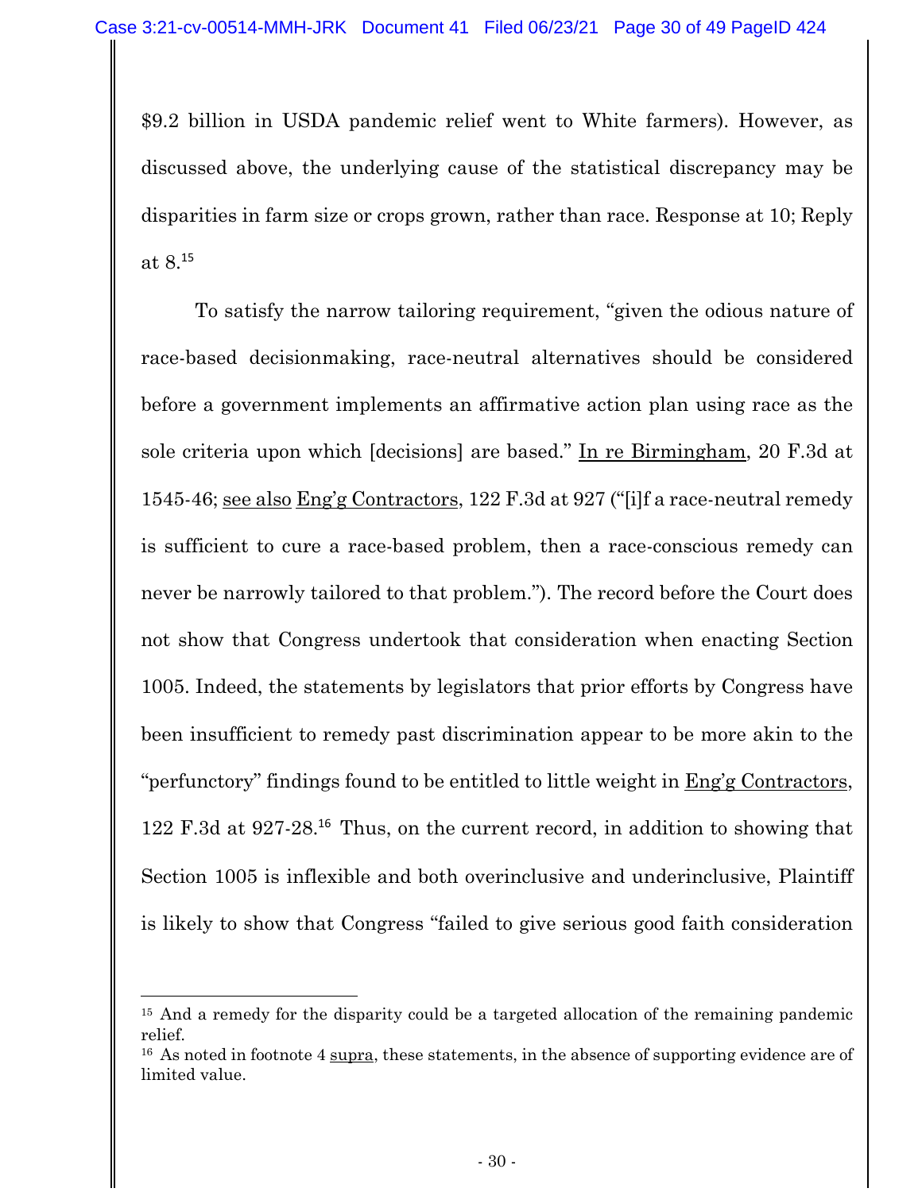$9.2 billion in USDA pandemic relief went to White farmers). However, as discussed above, the underlying cause of the statistical discrepancy may be disparities in farm size or crops grown, rather than race. Response at 10; Reply at 8.[15]

To satisfy the narrow tailoring requirement, "given the odious nature of race-based decisionmaking, race-neutral alternatives should be considered before a government implements an affirmative action plan using race as the sole criteria upon which [decisions] are based." In re Birmingham, 20 F.3d at 1545-46; see also Eng'g Contractors, 122 F.3d at 927 ("[i]f a race-neutral remedy is sufficient to cure a race-based problem, then a race-conscious remedy can never be narrowly tailored to that problem."). The record before the Court does not show that Congress undertook that consideration when enacting Section 1005. Indeed, the statements by legislators that prior efforts by Congress have been insufficient to remedy past discrimination appear to be more akin to the "perfunctory" findings found to be entitled to little weight in Eng'g Contractors, 122 F.3d at 927-28.[16] Thus, on the current record, in addition to showing that Section 1005 is inflexible and both overinclusive and underinclusive, Plaintiff is likely to show that Congress "failed to give serious good faith consideration

---

[15] And a remedy for the disparity could be a targeted allocation of the remaining pandemic relief.

[16] As noted in footnote 4 supra, these statements, in the absence of supporting evidence are of limited value.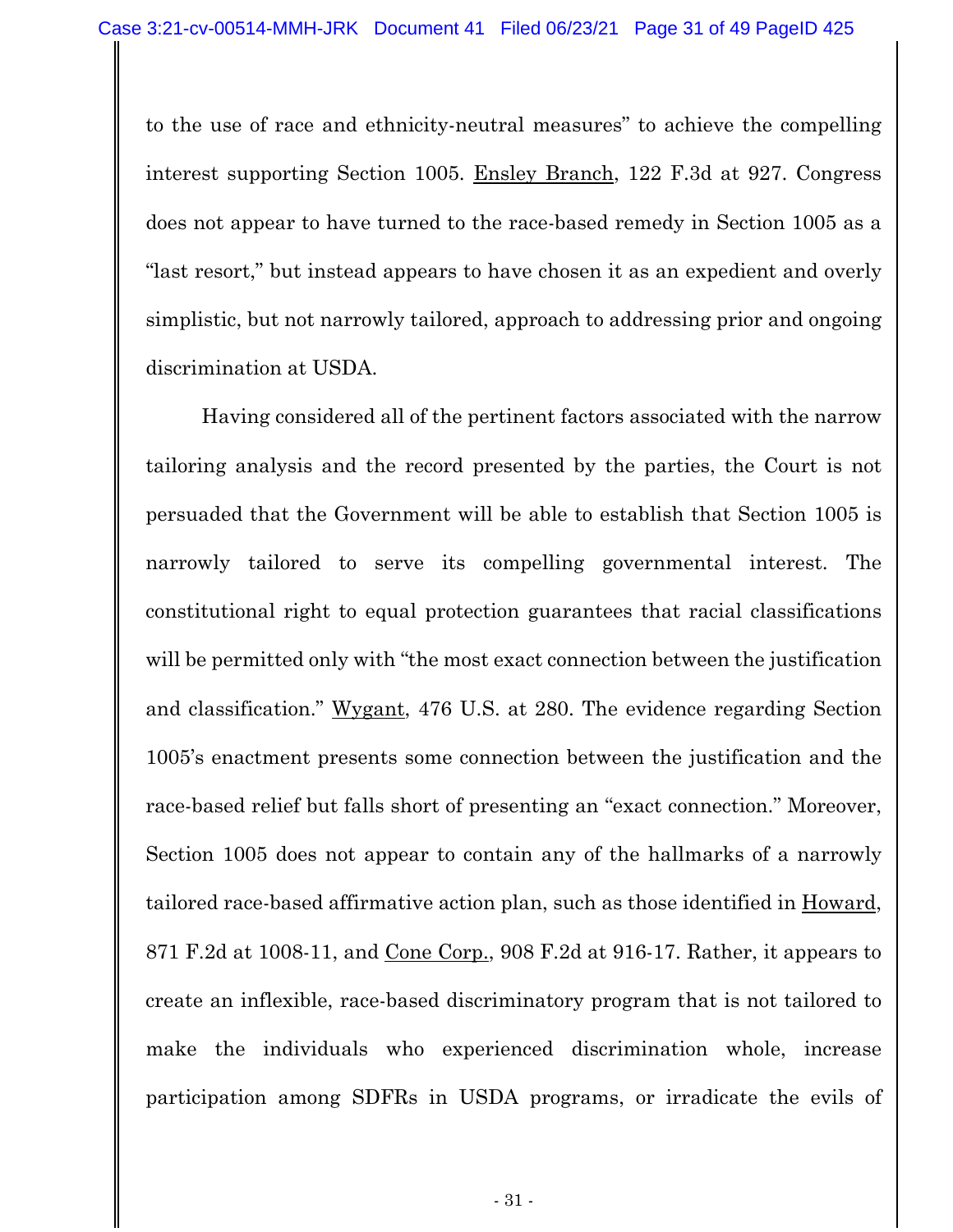to the use of race and ethnicity-neutral measures" to achieve the compelling interest supporting Section 1005. Ensley Branch, 122 F.3d at 927. Congress does not appear to have turned to the race-based remedy in Section 1005 as a "last resort," but instead appears to have chosen it as an expedient and overly simplistic, but not narrowly tailored, approach to addressing prior and ongoing discrimination at USDA.

Having considered all of the pertinent factors associated with the narrow tailoring analysis and the record presented by the parties, the Court is not persuaded that the Government will be able to establish that Section 1005 is narrowly tailored to serve its compelling governmental interest. The constitutional right to equal protection guarantees that racial classifications will be permitted only with "the most exact connection between the justification and classification." Wygant, 476 U.S. at 280. The evidence regarding Section 1005's enactment presents some connection between the justification and the race-based relief but falls short of presenting an "exact connection." Moreover, Section 1005 does not appear to contain any of the hallmarks of a narrowly tailored race-based affirmative action plan, such as those identified in Howard, 871 F.2d at 1008-11, and Cone Corp., 908 F.2d at 916-17. Rather, it appears to create an inflexible, race-based discriminatory program that is not tailored to make the individuals who experienced discrimination whole, increase participation among SDFRs in USDA programs, or irradicate the evils of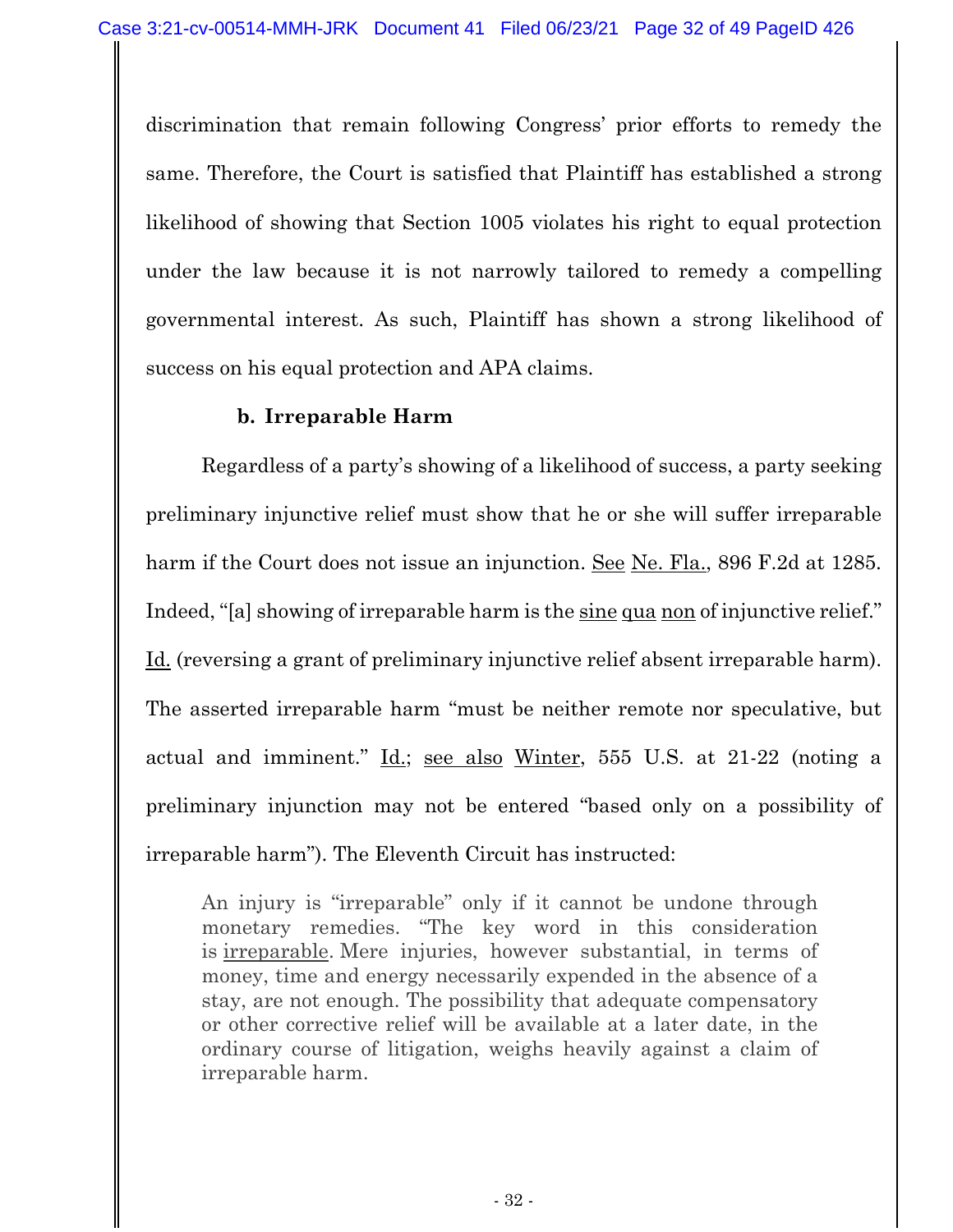discrimination that remain following Congress' prior efforts to remedy the same. Therefore, the Court is satisfied that Plaintiff has established a strong likelihood of showing that Section 1005 violates his right to equal protection under the law because it is not narrowly tailored to remedy a compelling governmental interest. As such, Plaintiff has shown a strong likelihood of success on his equal protection and APA claims.

**b. Irreparable Harm**

Regardless of a party's showing of a likelihood of success, a party seeking preliminary injunctive relief must show that he or she will suffer irreparable harm if the Court does not issue an injunction. See Ne. Fla., 896 F.2d at 1285. Indeed, "[a] showing of irreparable harm is the sine qua non of injunctive relief." Id. (reversing a grant of preliminary injunctive relief absent irreparable harm). The asserted irreparable harm "must be neither remote nor speculative, but actual and imminent." Id.; see also Winter, 555 U.S. at 21-22 (noting a preliminary injunction may not be entered "based only on a possibility of irreparable harm"). The Eleventh Circuit has instructed:

> An injury is "irreparable" only if it cannot be undone through monetary remedies. "The key word in this consideration is irreparable. Mere injuries, however substantial, in terms of money, time and energy necessarily expended in the absence of a stay, are not enough. The possibility that adequate compensatory or other corrective relief will be available at a later date, in the ordinary course of litigation, weighs heavily against a claim of irreparable harm.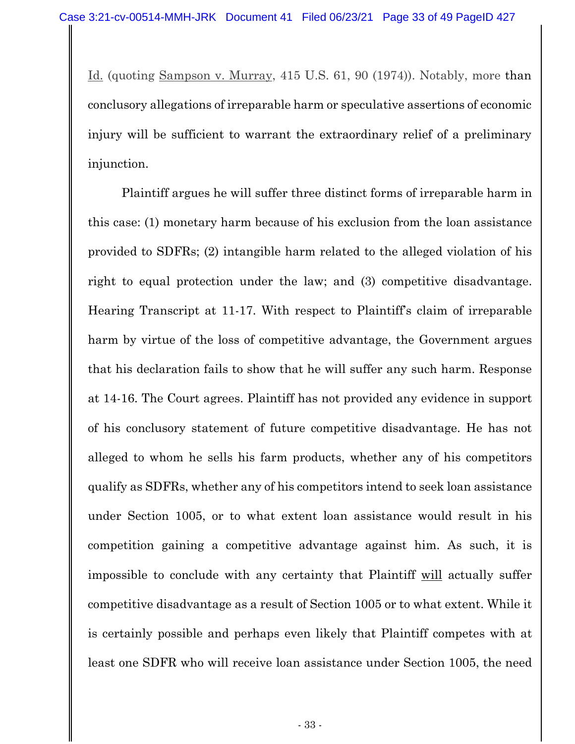Id. (quoting Sampson v. Murray, 415 U.S. 61, 90 (1974)). Notably, more than conclusory allegations of irreparable harm or speculative assertions of economic injury will be sufficient to warrant the extraordinary relief of a preliminary injunction.

Plaintiff argues he will suffer three distinct forms of irreparable harm in this case: (1) monetary harm because of his exclusion from the loan assistance provided to SDFRs; (2) intangible harm related to the alleged violation of his right to equal protection under the law; and (3) competitive disadvantage. Hearing Transcript at 11-17. With respect to Plaintiff's claim of irreparable harm by virtue of the loss of competitive advantage, the Government argues that his declaration fails to show that he will suffer any such harm. Response at 14-16. The Court agrees. Plaintiff has not provided any evidence in support of his conclusory statement of future competitive disadvantage. He has not alleged to whom he sells his farm products, whether any of his competitors qualify as SDFRs, whether any of his competitors intend to seek loan assistance under Section 1005, or to what extent loan assistance would result in his competition gaining a competitive advantage against him. As such, it is impossible to conclude with any certainty that Plaintiff will actually suffer competitive disadvantage as a result of Section 1005 or to what extent. While it is certainly possible and perhaps even likely that Plaintiff competes with at least one SDFR who will receive loan assistance under Section 1005, the need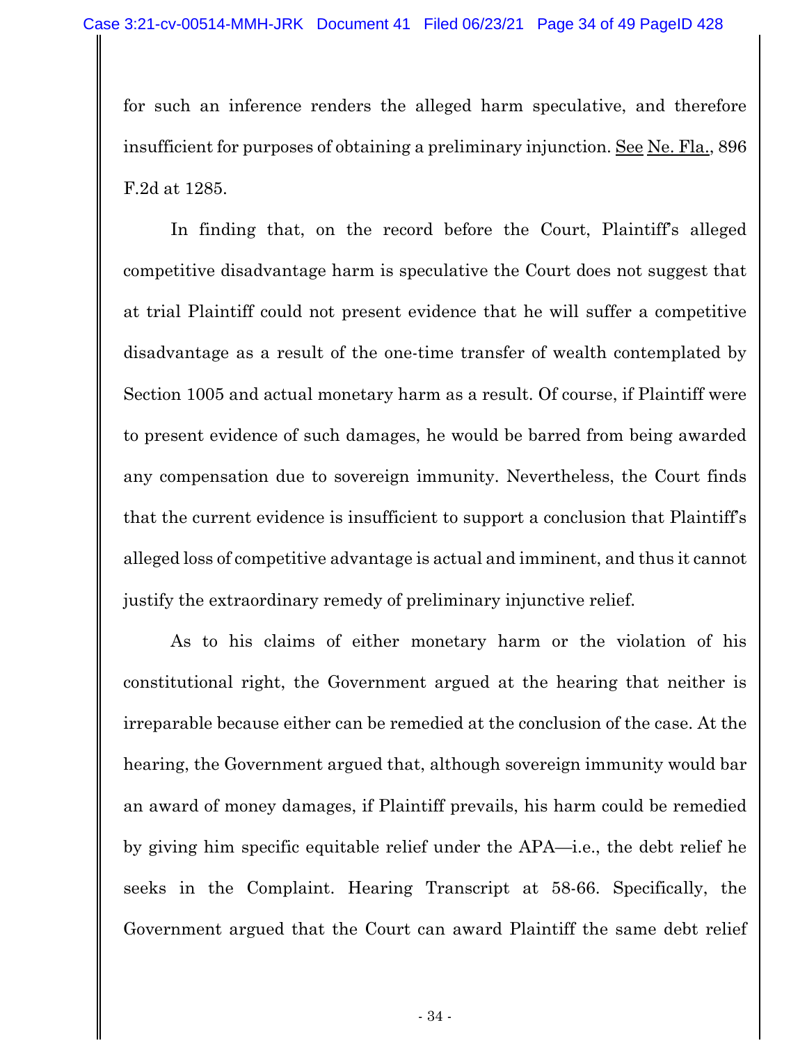for such an inference renders the alleged harm speculative, and therefore insufficient for purposes of obtaining a preliminary injunction. See Ne. Fla., 896 F.2d at 1285.

In finding that, on the record before the Court, Plaintiff's alleged competitive disadvantage harm is speculative the Court does not suggest that at trial Plaintiff could not present evidence that he will suffer a competitive disadvantage as a result of the one-time transfer of wealth contemplated by Section 1005 and actual monetary harm as a result. Of course, if Plaintiff were to present evidence of such damages, he would be barred from being awarded any compensation due to sovereign immunity. Nevertheless, the Court finds that the current evidence is insufficient to support a conclusion that Plaintiff's alleged loss of competitive advantage is actual and imminent, and thus it cannot justify the extraordinary remedy of preliminary injunctive relief.

As to his claims of either monetary harm or the violation of his constitutional right, the Government argued at the hearing that neither is irreparable because either can be remedied at the conclusion of the case. At the hearing, the Government argued that, although sovereign immunity would bar an award of money damages, if Plaintiff prevails, his harm could be remedied by giving him specific equitable relief under the APA—i.e., the debt relief he seeks in the Complaint. Hearing Transcript at 58-66. Specifically, the Government argued that the Court can award Plaintiff the same debt relief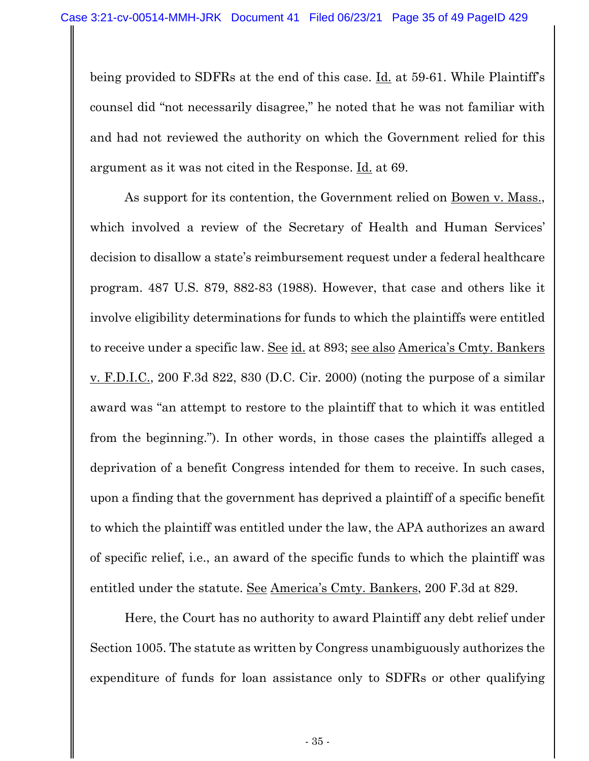being provided to SDFRs at the end of this case. Id. at 59-61. While Plaintiff's counsel did "not necessarily disagree," he noted that he was not familiar with and had not reviewed the authority on which the Government relied for this argument as it was not cited in the Response. Id. at 69.

As support for its contention, the Government relied on Bowen v. Mass., which involved a review of the Secretary of Health and Human Services' decision to disallow a state's reimbursement request under a federal healthcare program. 487 U.S. 879, 882-83 (1988). However, that case and others like it involve eligibility determinations for funds to which the plaintiffs were entitled to receive under a specific law. See id. at 893; see also America's Cmty. Bankers v. F.D.I.C., 200 F.3d 822, 830 (D.C. Cir. 2000) (noting the purpose of a similar award was "an attempt to restore to the plaintiff that to which it was entitled from the beginning."). In other words, in those cases the plaintiffs alleged a deprivation of a benefit Congress intended for them to receive. In such cases, upon a finding that the government has deprived a plaintiff of a specific benefit to which the plaintiff was entitled under the law, the APA authorizes an award of specific relief, i.e., an award of the specific funds to which the plaintiff was entitled under the statute. See America's Cmty. Bankers, 200 F.3d at 829.

Here, the Court has no authority to award Plaintiff any debt relief under Section 1005. The statute as written by Congress unambiguously authorizes the expenditure of funds for loan assistance only to SDFRs or other qualifying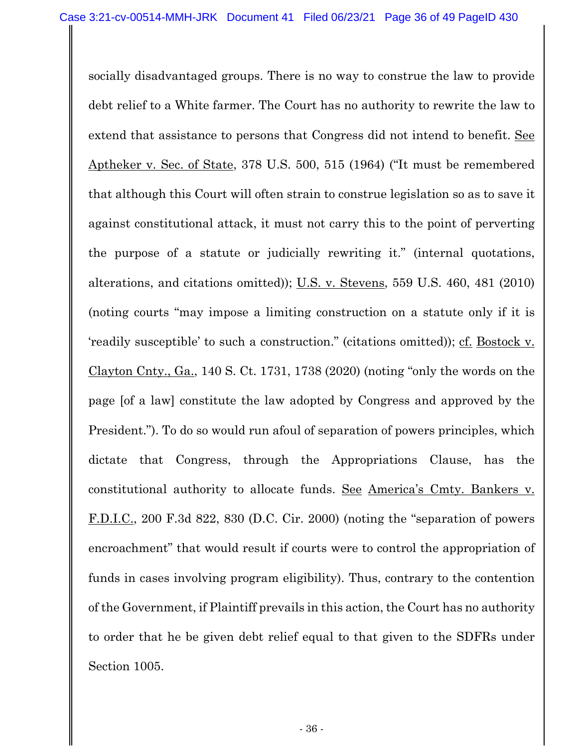socially disadvantaged groups. There is no way to construe the law to provide debt relief to a White farmer. The Court has no authority to rewrite the law to extend that assistance to persons that Congress did not intend to benefit. See Aptheker v. Sec. of State, 378 U.S. 500, 515 (1964) ("It must be remembered that although this Court will often strain to construe legislation so as to save it against constitutional attack, it must not carry this to the point of perverting the purpose of a statute or judicially rewriting it." (internal quotations, alterations, and citations omitted)); U.S. v. Stevens, 559 U.S. 460, 481 (2010) (noting courts "may impose a limiting construction on a statute only if it is 'readily susceptible' to such a construction." (citations omitted)); cf. Bostock v. Clayton Cnty., Ga., 140 S. Ct. 1731, 1738 (2020) (noting "only the words on the page [of a law] constitute the law adopted by Congress and approved by the President."). To do so would run afoul of separation of powers principles, which dictate that Congress, through the Appropriations Clause, has the constitutional authority to allocate funds. See America's Cmty. Bankers v. F.D.I.C., 200 F.3d 822, 830 (D.C. Cir. 2000) (noting the "separation of powers encroachment" that would result if courts were to control the appropriation of funds in cases involving program eligibility). Thus, contrary to the contention of the Government, if Plaintiff prevails in this action, the Court has no authority to order that he be given debt relief equal to that given to the SDFRs under Section 1005.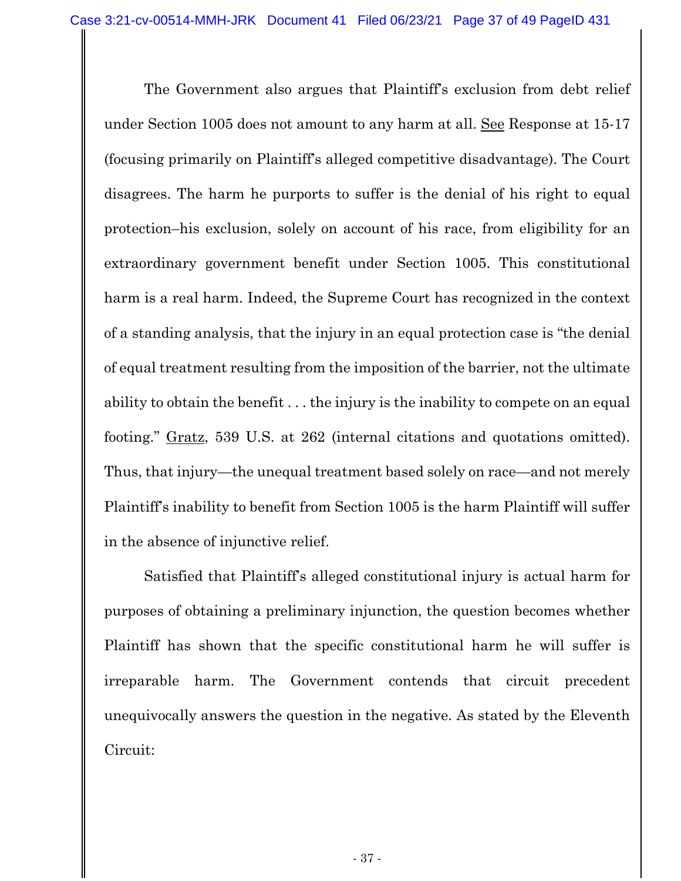The Government also argues that Plaintiff's exclusion from debt relief under Section 1005 does not amount to any harm at all. See Response at 15-17 (focusing primarily on Plaintiff's alleged competitive disadvantage). The Court disagrees. The harm he purports to suffer is the denial of his right to equal protection–his exclusion, solely on account of his race, from eligibility for an extraordinary government benefit under Section 1005. This constitutional harm is a real harm. Indeed, the Supreme Court has recognized in the context of a standing analysis, that the injury in an equal protection case is "the denial of equal treatment resulting from the imposition of the barrier, not the ultimate ability to obtain the benefit . . . the injury is the inability to compete on an equal footing." Gratz, 539 U.S. at 262 (internal citations and quotations omitted). Thus, that injury—the unequal treatment based solely on race—and not merely Plaintiff's inability to benefit from Section 1005 is the harm Plaintiff will suffer in the absence of injunctive relief.

Satisfied that Plaintiff's alleged constitutional injury is actual harm for purposes of obtaining a preliminary injunction, the question becomes whether Plaintiff has shown that the specific constitutional harm he will suffer is irreparable harm. The Government contends that circuit precedent unequivocally answers the question in the negative. As stated by the Eleventh Circuit: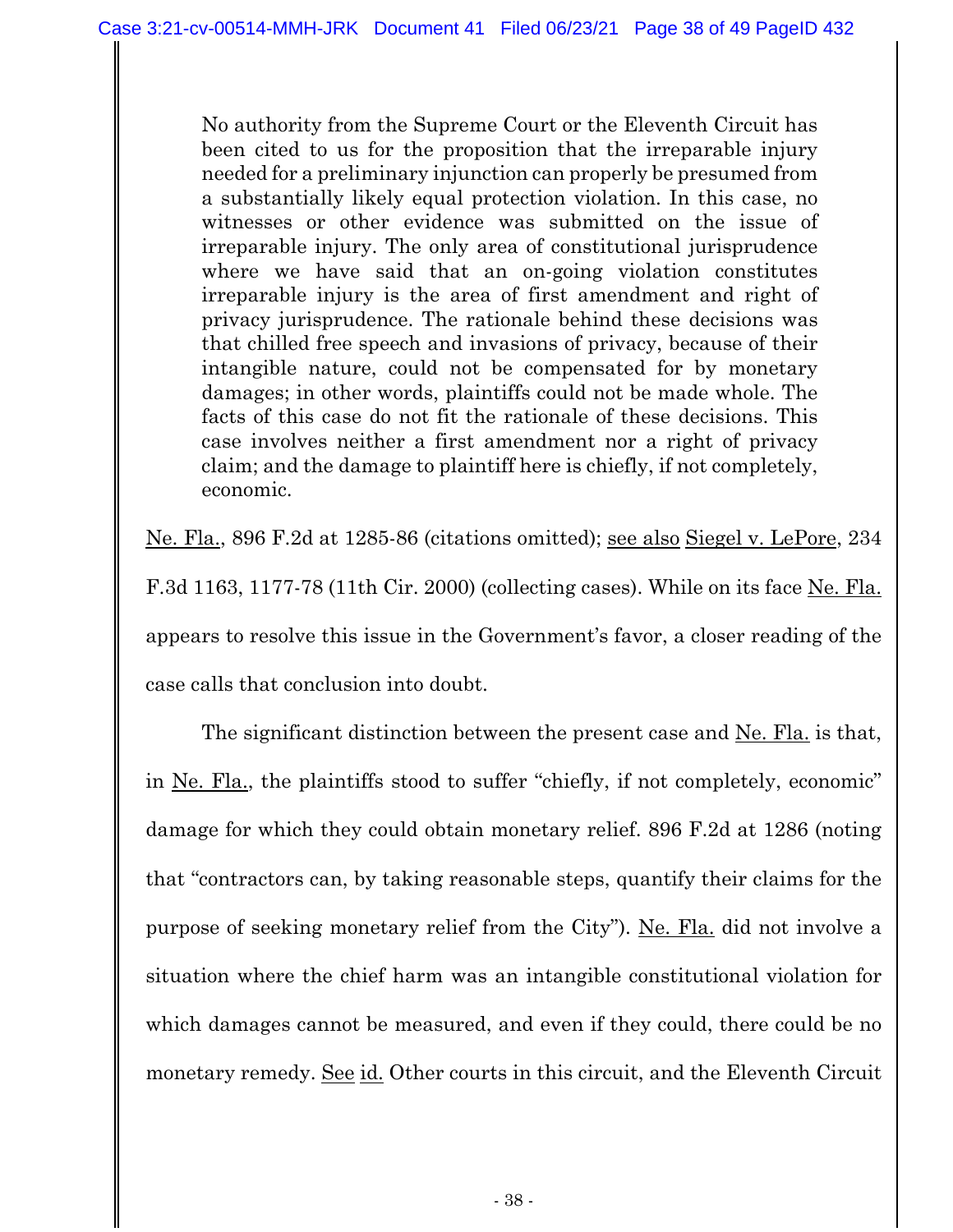> No authority from the Supreme Court or the Eleventh Circuit has been cited to us for the proposition that the irreparable injury needed for a preliminary injunction can properly be presumed from a substantially likely equal protection violation. In this case, no witnesses or other evidence was submitted on the issue of irreparable injury. The only area of constitutional jurisprudence where we have said that an on-going violation constitutes irreparable injury is the area of first amendment and right of privacy jurisprudence. The rationale behind these decisions was that chilled free speech and invasions of privacy, because of their intangible nature, could not be compensated for by monetary damages; in other words, plaintiffs could not be made whole. The facts of this case do not fit the rationale of these decisions. This case involves neither a first amendment nor a right of privacy claim; and the damage to plaintiff here is chiefly, if not completely, economic.

Ne. Fla., 896 F.2d at 1285-86 (citations omitted); see also Siegel v. LePore, 234 F.3d 1163, 1177-78 (11th Cir. 2000) (collecting cases). While on its face Ne. Fla. appears to resolve this issue in the Government's favor, a closer reading of the case calls that conclusion into doubt.

The significant distinction between the present case and Ne. Fla. is that, in Ne. Fla., the plaintiffs stood to suffer "chiefly, if not completely, economic" damage for which they could obtain monetary relief. 896 F.2d at 1286 (noting that "contractors can, by taking reasonable steps, quantify their claims for the purpose of seeking monetary relief from the City"). Ne. Fla. did not involve a situation where the chief harm was an intangible constitutional violation for which damages cannot be measured, and even if they could, there could be no monetary remedy. See id. Other courts in this circuit, and the Eleventh Circuit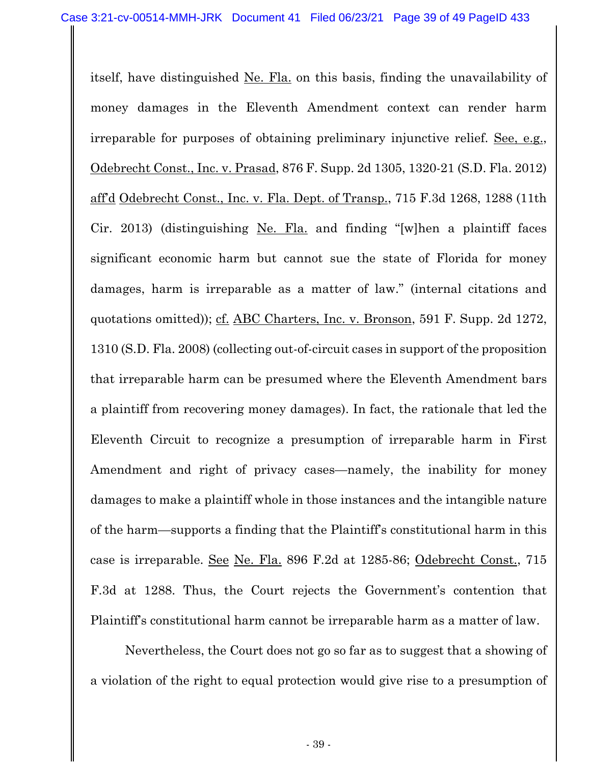itself, have distinguished Ne. Fla. on this basis, finding the unavailability of money damages in the Eleventh Amendment context can render harm irreparable for purposes of obtaining preliminary injunctive relief. See, e.g., Odebrecht Const., Inc. v. Prasad, 876 F. Supp. 2d 1305, 1320-21 (S.D. Fla. 2012) aff'd Odebrecht Const., Inc. v. Fla. Dept. of Transp., 715 F.3d 1268, 1288 (11th Cir. 2013) (distinguishing Ne. Fla. and finding "[w]hen a plaintiff faces significant economic harm but cannot sue the state of Florida for money damages, harm is irreparable as a matter of law." (internal citations and quotations omitted)); cf. ABC Charters, Inc. v. Bronson, 591 F. Supp. 2d 1272, 1310 (S.D. Fla. 2008) (collecting out-of-circuit cases in support of the proposition that irreparable harm can be presumed where the Eleventh Amendment bars a plaintiff from recovering money damages). In fact, the rationale that led the Eleventh Circuit to recognize a presumption of irreparable harm in First Amendment and right of privacy cases—namely, the inability for money damages to make a plaintiff whole in those instances and the intangible nature of the harm—supports a finding that the Plaintiff's constitutional harm in this case is irreparable. See Ne. Fla. 896 F.2d at 1285-86; Odebrecht Const., 715 F.3d at 1288. Thus, the Court rejects the Government's contention that Plaintiff's constitutional harm cannot be irreparable harm as a matter of law.

Nevertheless, the Court does not go so far as to suggest that a showing of a violation of the right to equal protection would give rise to a presumption of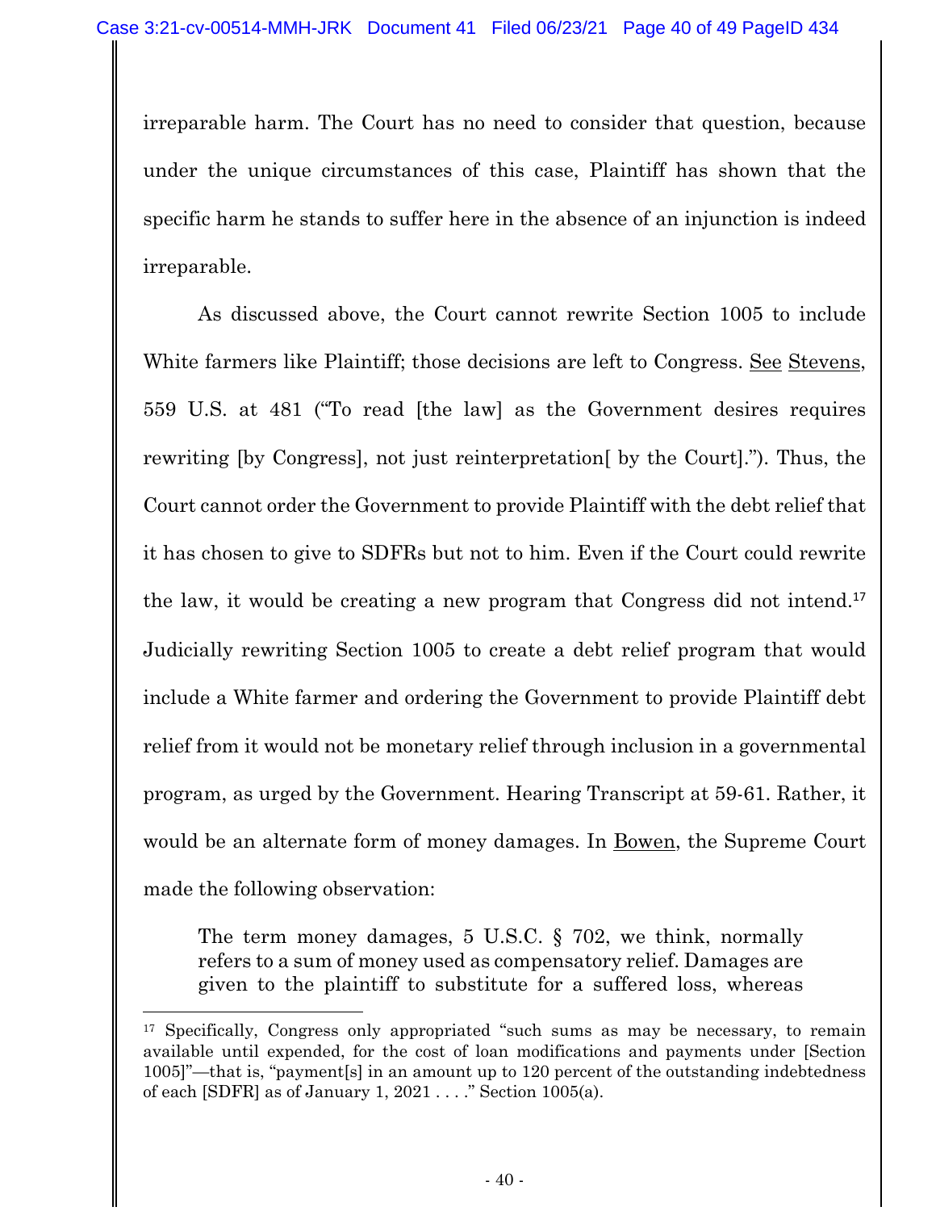irreparable harm. The Court has no need to consider that question, because under the unique circumstances of this case, Plaintiff has shown that the specific harm he stands to suffer here in the absence of an injunction is indeed irreparable.

As discussed above, the Court cannot rewrite Section 1005 to include White farmers like Plaintiff; those decisions are left to Congress. See Stevens, 559 U.S. at 481 ("To read [the law] as the Government desires requires rewriting [by Congress], not just reinterpretation[ by the Court]."). Thus, the Court cannot order the Government to provide Plaintiff with the debt relief that it has chosen to give to SDFRs but not to him. Even if the Court could rewrite the law, it would be creating a new program that Congress did not intend.[17] Judicially rewriting Section 1005 to create a debt relief program that would include a White farmer and ordering the Government to provide Plaintiff debt relief from it would not be monetary relief through inclusion in a governmental program, as urged by the Government. Hearing Transcript at 59-61. Rather, it would be an alternate form of money damages. In Bowen, the Supreme Court made the following observation:

> The term money damages, 5 U.S.C. § 702, we think, normally refers to a sum of money used as compensatory relief. Damages are given to the plaintiff to substitute for a suffered loss, whereas

---

[17] Specifically, Congress only appropriated "such sums as may be necessary, to remain available until expended, for the cost of loan modifications and payments under [Section 1005]"—that is, "payment[s] in an amount up to 120 percent of the outstanding indebtedness of each [SDFR] as of January 1, 2021 . . . ." Section 1005(a).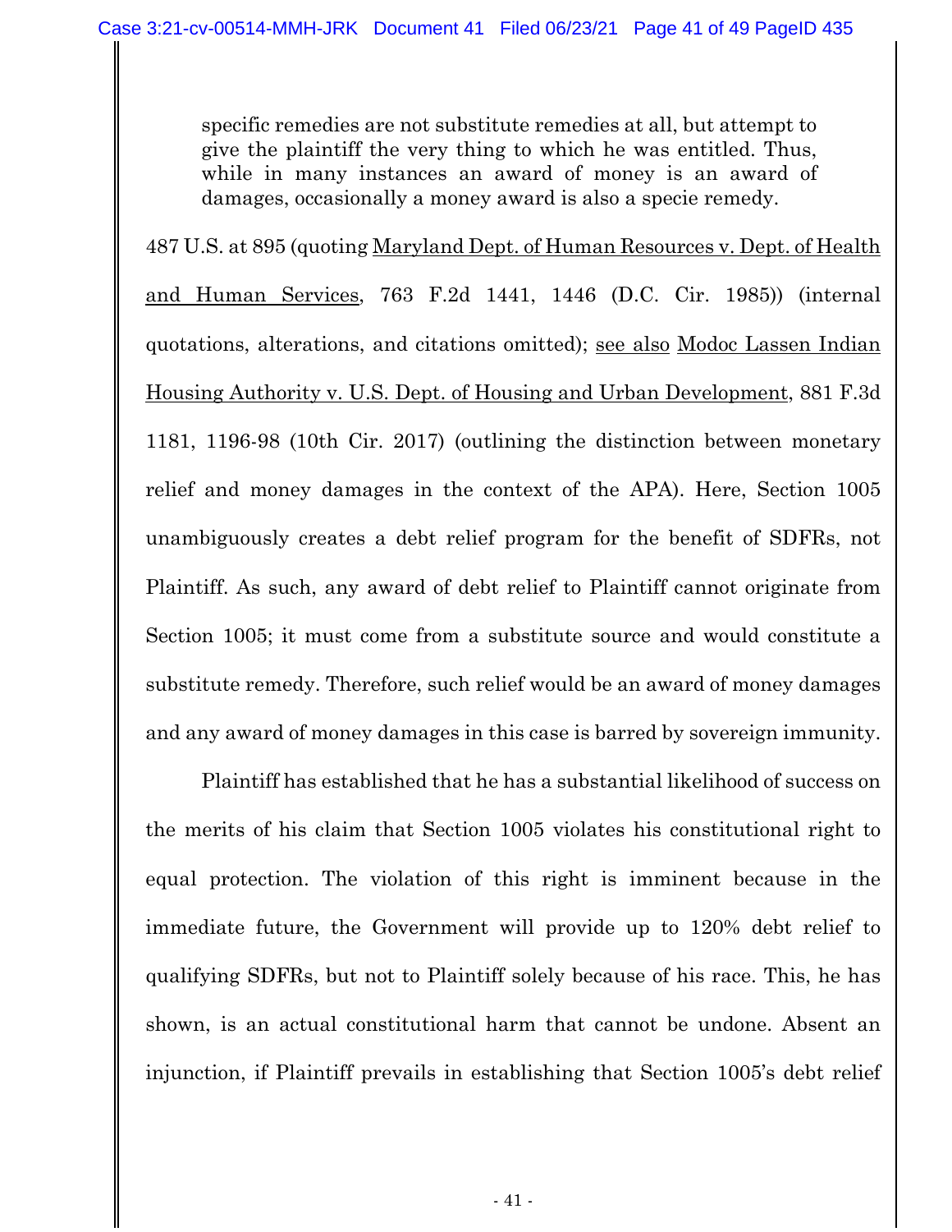> specific remedies are not substitute remedies at all, but attempt to give the plaintiff the very thing to which he was entitled. Thus, while in many instances an award of money is an award of damages, occasionally a money award is also a specie remedy.

487 U.S. at 895 (quoting Maryland Dept. of Human Resources v. Dept. of Health and Human Services, 763 F.2d 1441, 1446 (D.C. Cir. 1985)) (internal quotations, alterations, and citations omitted); see also Modoc Lassen Indian Housing Authority v. U.S. Dept. of Housing and Urban Development, 881 F.3d 1181, 1196-98 (10th Cir. 2017) (outlining the distinction between monetary relief and money damages in the context of the APA). Here, Section 1005 unambiguously creates a debt relief program for the benefit of SDFRs, not Plaintiff. As such, any award of debt relief to Plaintiff cannot originate from Section 1005; it must come from a substitute source and would constitute a substitute remedy. Therefore, such relief would be an award of money damages and any award of money damages in this case is barred by sovereign immunity.

Plaintiff has established that he has a substantial likelihood of success on the merits of his claim that Section 1005 violates his constitutional right to equal protection. The violation of this right is imminent because in the immediate future, the Government will provide up to 120% debt relief to qualifying SDFRs, but not to Plaintiff solely because of his race. This, he has shown, is an actual constitutional harm that cannot be undone. Absent an injunction, if Plaintiff prevails in establishing that Section 1005's debt relief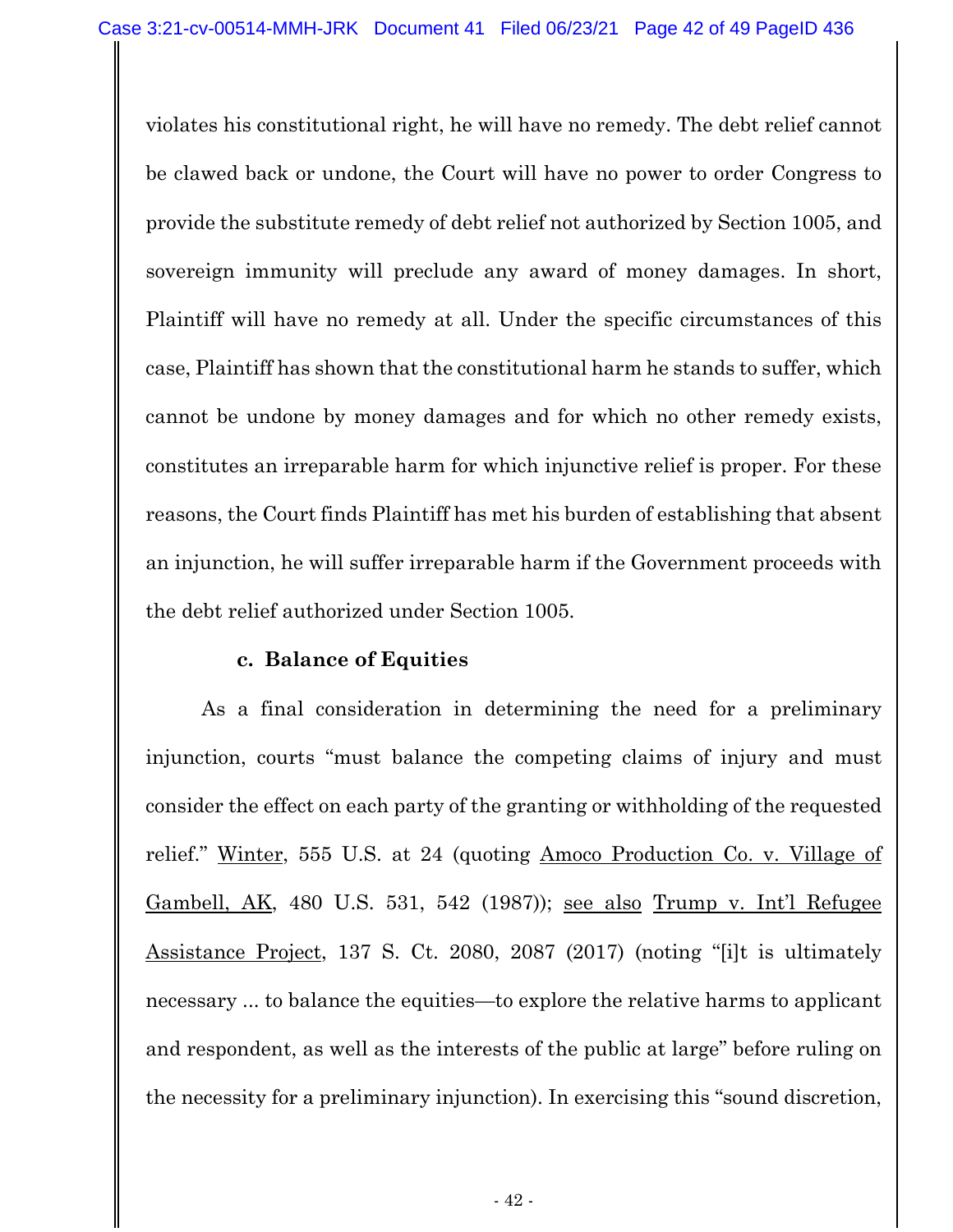violates his constitutional right, he will have no remedy. The debt relief cannot be clawed back or undone, the Court will have no power to order Congress to provide the substitute remedy of debt relief not authorized by Section 1005, and sovereign immunity will preclude any award of money damages. In short, Plaintiff will have no remedy at all. Under the specific circumstances of this case, Plaintiff has shown that the constitutional harm he stands to suffer, which cannot be undone by money damages and for which no other remedy exists, constitutes an irreparable harm for which injunctive relief is proper. For these reasons, the Court finds Plaintiff has met his burden of establishing that absent an injunction, he will suffer irreparable harm if the Government proceeds with the debt relief authorized under Section 1005.

**c. Balance of Equities**

As a final consideration in determining the need for a preliminary injunction, courts "must balance the competing claims of injury and must consider the effect on each party of the granting or withholding of the requested relief." Winter, 555 U.S. at 24 (quoting Amoco Production Co. v. Village of Gambell, AK, 480 U.S. 531, 542 (1987)); see also Trump v. Int'l Refugee Assistance Project, 137 S. Ct. 2080, 2087 (2017) (noting "[i]t is ultimately necessary ... to balance the equities—to explore the relative harms to applicant and respondent, as well as the interests of the public at large" before ruling on the necessity for a preliminary injunction). In exercising this "sound discretion,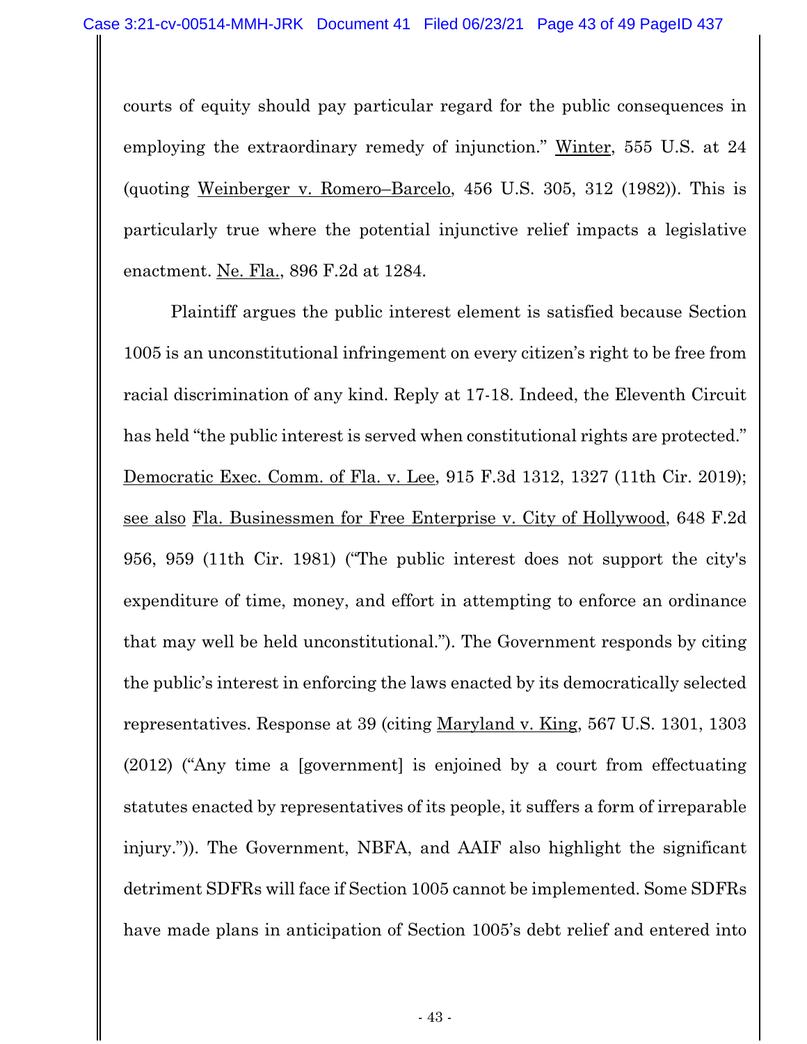courts of equity should pay particular regard for the public consequences in employing the extraordinary remedy of injunction." Winter, 555 U.S. at 24 (quoting Weinberger v. Romero–Barcelo, 456 U.S. 305, 312 (1982)). This is particularly true where the potential injunctive relief impacts a legislative enactment. Ne. Fla., 896 F.2d at 1284.

Plaintiff argues the public interest element is satisfied because Section 1005 is an unconstitutional infringement on every citizen's right to be free from racial discrimination of any kind. Reply at 17-18. Indeed, the Eleventh Circuit has held "the public interest is served when constitutional rights are protected." Democratic Exec. Comm. of Fla. v. Lee, 915 F.3d 1312, 1327 (11th Cir. 2019); see also Fla. Businessmen for Free Enterprise v. City of Hollywood, 648 F.2d 956, 959 (11th Cir. 1981) ("The public interest does not support the city's expenditure of time, money, and effort in attempting to enforce an ordinance that may well be held unconstitutional."). The Government responds by citing the public's interest in enforcing the laws enacted by its democratically selected representatives. Response at 39 (citing Maryland v. King, 567 U.S. 1301, 1303 (2012) ("Any time a [government] is enjoined by a court from effectuating statutes enacted by representatives of its people, it suffers a form of irreparable injury.")). The Government, NBFA, and AAIF also highlight the significant detriment SDFRs will face if Section 1005 cannot be implemented. Some SDFRs have made plans in anticipation of Section 1005's debt relief and entered into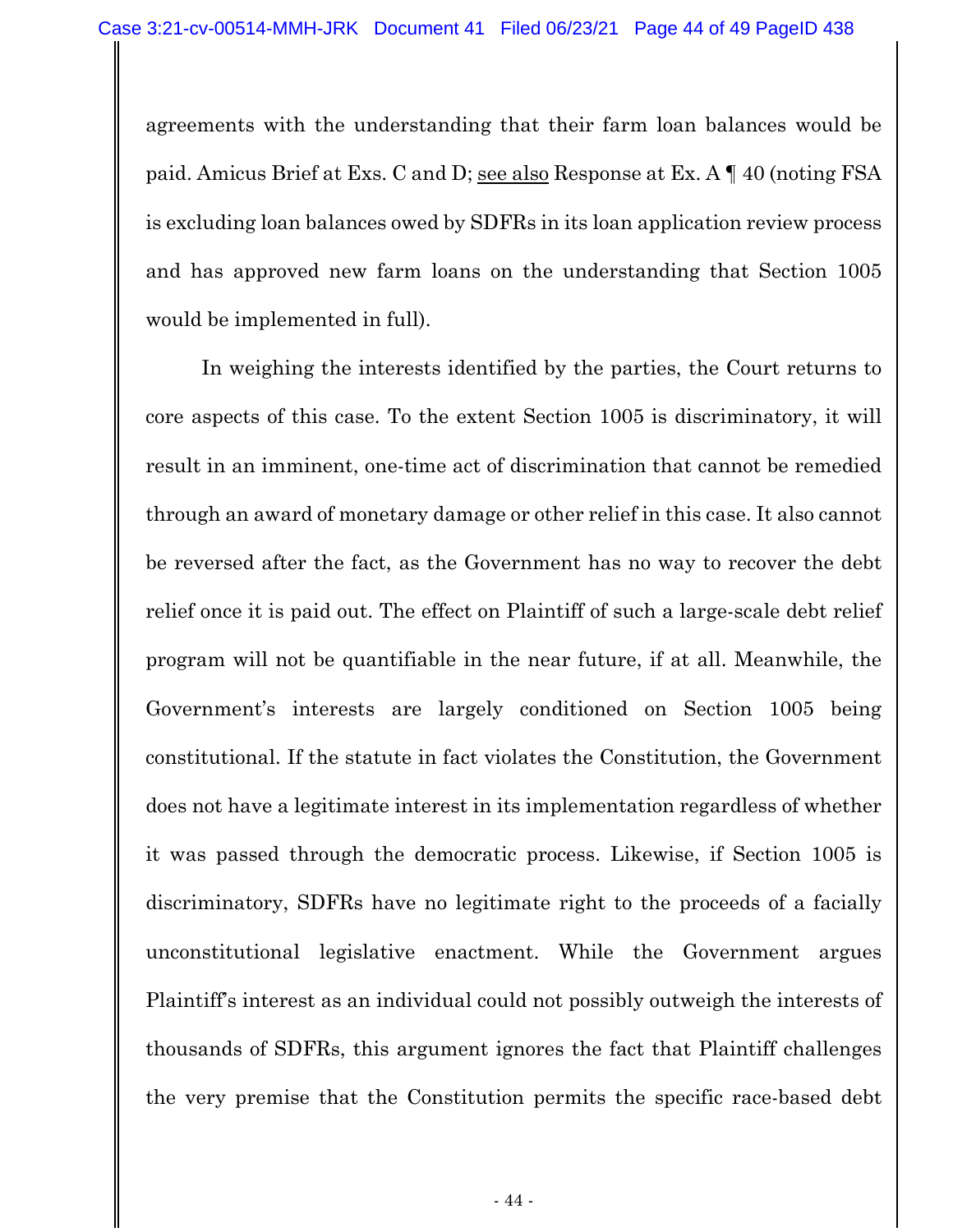agreements with the understanding that their farm loan balances would be paid. Amicus Brief at Exs. C and D; see also Response at Ex. A ¶ 40 (noting FSA is excluding loan balances owed by SDFRs in its loan application review process and has approved new farm loans on the understanding that Section 1005 would be implemented in full).

In weighing the interests identified by the parties, the Court returns to core aspects of this case. To the extent Section 1005 is discriminatory, it will result in an imminent, one-time act of discrimination that cannot be remedied through an award of monetary damage or other relief in this case. It also cannot be reversed after the fact, as the Government has no way to recover the debt relief once it is paid out. The effect on Plaintiff of such a large-scale debt relief program will not be quantifiable in the near future, if at all. Meanwhile, the Government's interests are largely conditioned on Section 1005 being constitutional. If the statute in fact violates the Constitution, the Government does not have a legitimate interest in its implementation regardless of whether it was passed through the democratic process. Likewise, if Section 1005 is discriminatory, SDFRs have no legitimate right to the proceeds of a facially unconstitutional legislative enactment. While the Government argues Plaintiff's interest as an individual could not possibly outweigh the interests of thousands of SDFRs, this argument ignores the fact that Plaintiff challenges the very premise that the Constitution permits the specific race-based debt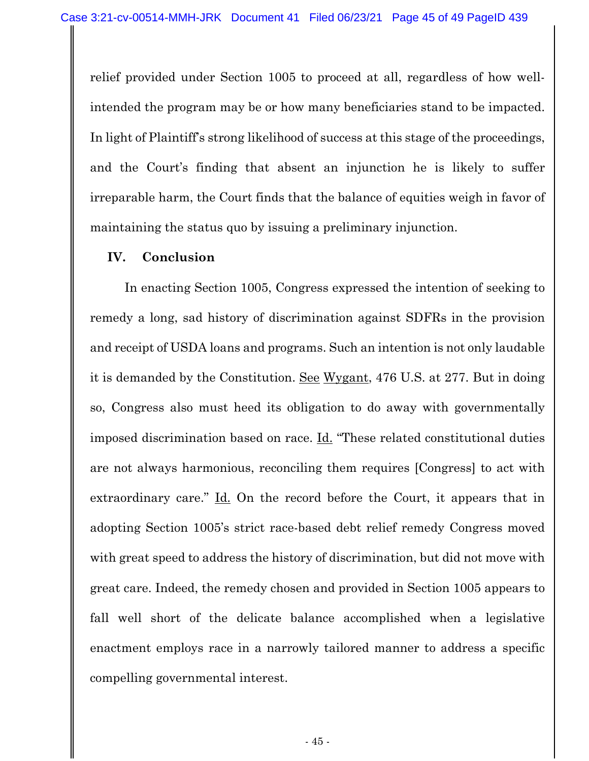relief provided under Section 1005 to proceed at all, regardless of how well-intended the program may be or how many beneficiaries stand to be impacted. In light of Plaintiff's strong likelihood of success at this stage of the proceedings, and the Court's finding that absent an injunction he is likely to suffer irreparable harm, the Court finds that the balance of equities weigh in favor of maintaining the status quo by issuing a preliminary injunction.

## IV. Conclusion

In enacting Section 1005, Congress expressed the intention of seeking to remedy a long, sad history of discrimination against SDFRs in the provision and receipt of USDA loans and programs. Such an intention is not only laudable it is demanded by the Constitution. See Wygant, 476 U.S. at 277. But in doing so, Congress also must heed its obligation to do away with governmentally imposed discrimination based on race. Id. "These related constitutional duties are not always harmonious, reconciling them requires [Congress] to act with extraordinary care." Id. On the record before the Court, it appears that in adopting Section 1005's strict race-based debt relief remedy Congress moved with great speed to address the history of discrimination, but did not move with great care. Indeed, the remedy chosen and provided in Section 1005 appears to fall well short of the delicate balance accomplished when a legislative enactment employs race in a narrowly tailored manner to address a specific compelling governmental interest.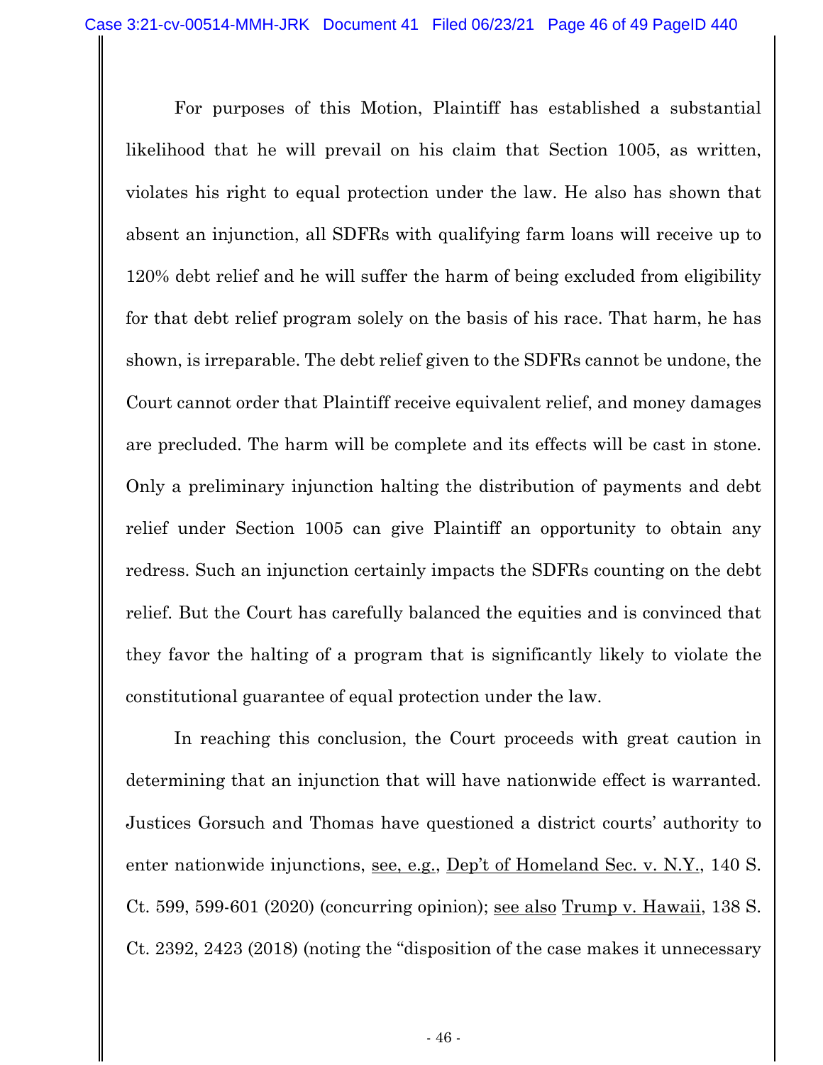For purposes of this Motion, Plaintiff has established a substantial likelihood that he will prevail on his claim that Section 1005, as written, violates his right to equal protection under the law. He also has shown that absent an injunction, all SDFRs with qualifying farm loans will receive up to 120% debt relief and he will suffer the harm of being excluded from eligibility for that debt relief program solely on the basis of his race. That harm, he has shown, is irreparable. The debt relief given to the SDFRs cannot be undone, the Court cannot order that Plaintiff receive equivalent relief, and money damages are precluded. The harm will be complete and its effects will be cast in stone. Only a preliminary injunction halting the distribution of payments and debt relief under Section 1005 can give Plaintiff an opportunity to obtain any redress. Such an injunction certainly impacts the SDFRs counting on the debt relief. But the Court has carefully balanced the equities and is convinced that they favor the halting of a program that is significantly likely to violate the constitutional guarantee of equal protection under the law.

In reaching this conclusion, the Court proceeds with great caution in determining that an injunction that will have nationwide effect is warranted. Justices Gorsuch and Thomas have questioned a district courts' authority to enter nationwide injunctions, see, e.g., Dep't of Homeland Sec. v. N.Y., 140 S. Ct. 599, 599-601 (2020) (concurring opinion); see also Trump v. Hawaii, 138 S. Ct. 2392, 2423 (2018) (noting the "disposition of the case makes it unnecessary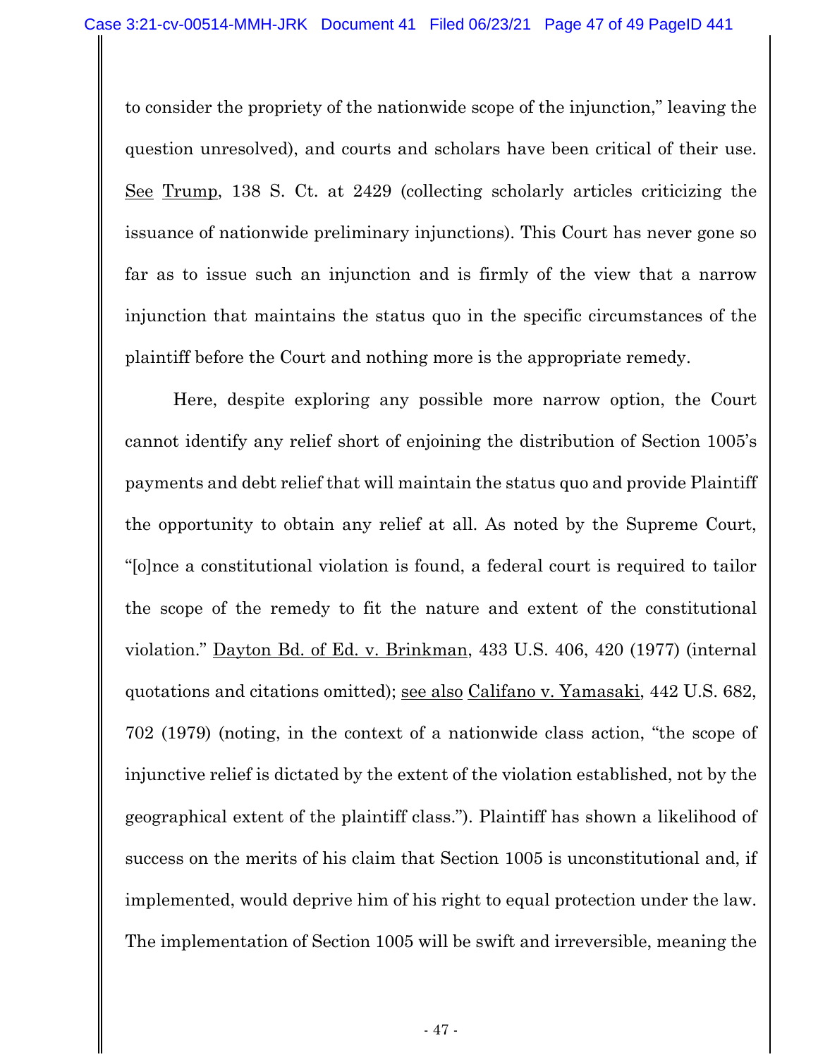to consider the propriety of the nationwide scope of the injunction," leaving the question unresolved), and courts and scholars have been critical of their use. See Trump, 138 S. Ct. at 2429 (collecting scholarly articles criticizing the issuance of nationwide preliminary injunctions). This Court has never gone so far as to issue such an injunction and is firmly of the view that a narrow injunction that maintains the status quo in the specific circumstances of the plaintiff before the Court and nothing more is the appropriate remedy.

Here, despite exploring any possible more narrow option, the Court cannot identify any relief short of enjoining the distribution of Section 1005's payments and debt relief that will maintain the status quo and provide Plaintiff the opportunity to obtain any relief at all. As noted by the Supreme Court, "[o]nce a constitutional violation is found, a federal court is required to tailor the scope of the remedy to fit the nature and extent of the constitutional violation." Dayton Bd. of Ed. v. Brinkman, 433 U.S. 406, 420 (1977) (internal quotations and citations omitted); see also Califano v. Yamasaki, 442 U.S. 682, 702 (1979) (noting, in the context of a nationwide class action, "the scope of injunctive relief is dictated by the extent of the violation established, not by the geographical extent of the plaintiff class."). Plaintiff has shown a likelihood of success on the merits of his claim that Section 1005 is unconstitutional and, if implemented, would deprive him of his right to equal protection under the law. The implementation of Section 1005 will be swift and irreversible, meaning the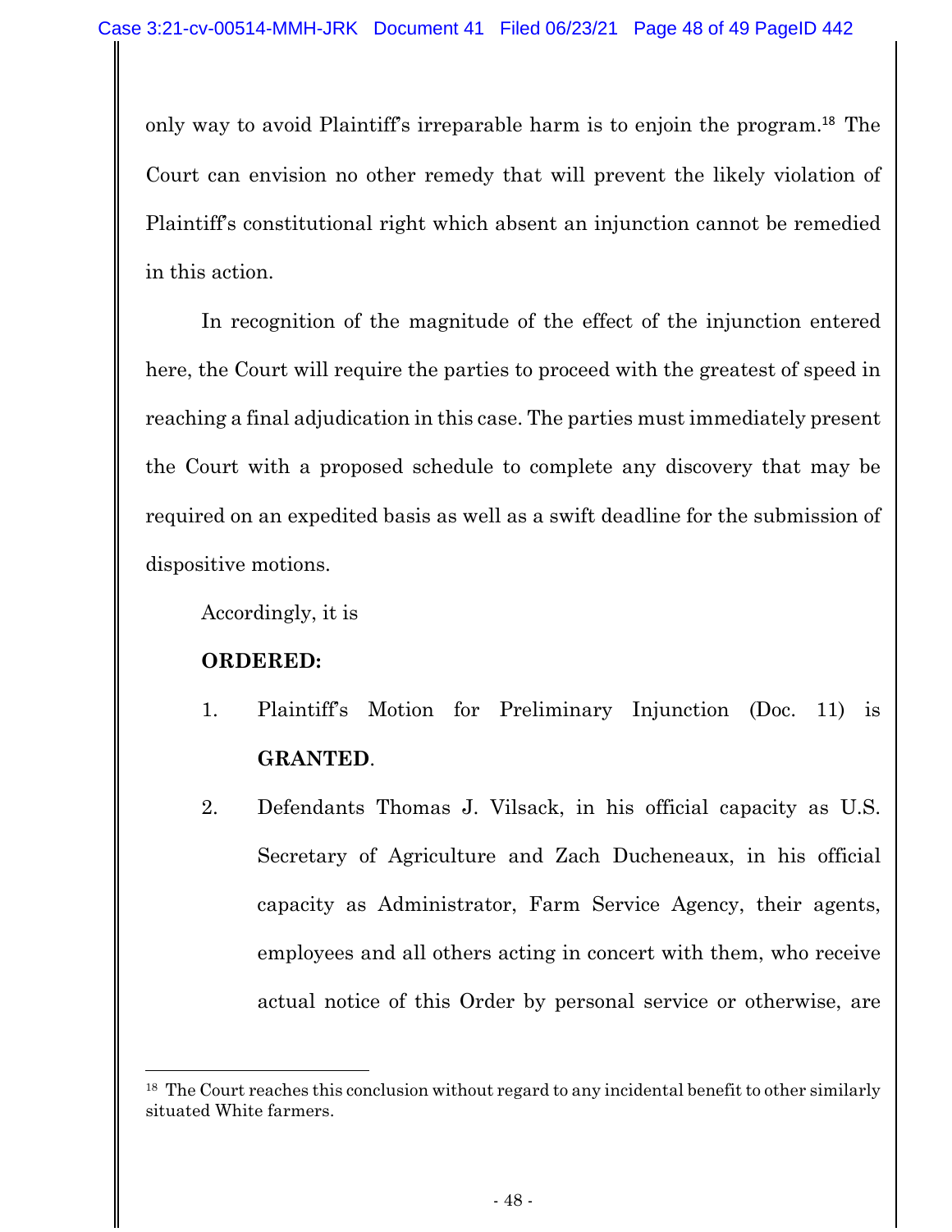only way to avoid Plaintiff's irreparable harm is to enjoin the program.[18] The Court can envision no other remedy that will prevent the likely violation of Plaintiff's constitutional right which absent an injunction cannot be remedied in this action.

In recognition of the magnitude of the effect of the injunction entered here, the Court will require the parties to proceed with the greatest of speed in reaching a final adjudication in this case. The parties must immediately present the Court with a proposed schedule to complete any discovery that may be required on an expedited basis as well as a swift deadline for the submission of dispositive motions.

Accordingly, it is

**ORDERED:**

1. Plaintiff's Motion for Preliminary Injunction (Doc. 11) is **GRANTED**.

2. Defendants Thomas J. Vilsack, in his official capacity as U.S. Secretary of Agriculture and Zach Ducheneaux, in his official capacity as Administrator, Farm Service Agency, their agents, employees and all others acting in concert with them, who receive actual notice of this Order by personal service or otherwise, are

---

[18] The Court reaches this conclusion without regard to any incidental benefit to other similarly situated White farmers.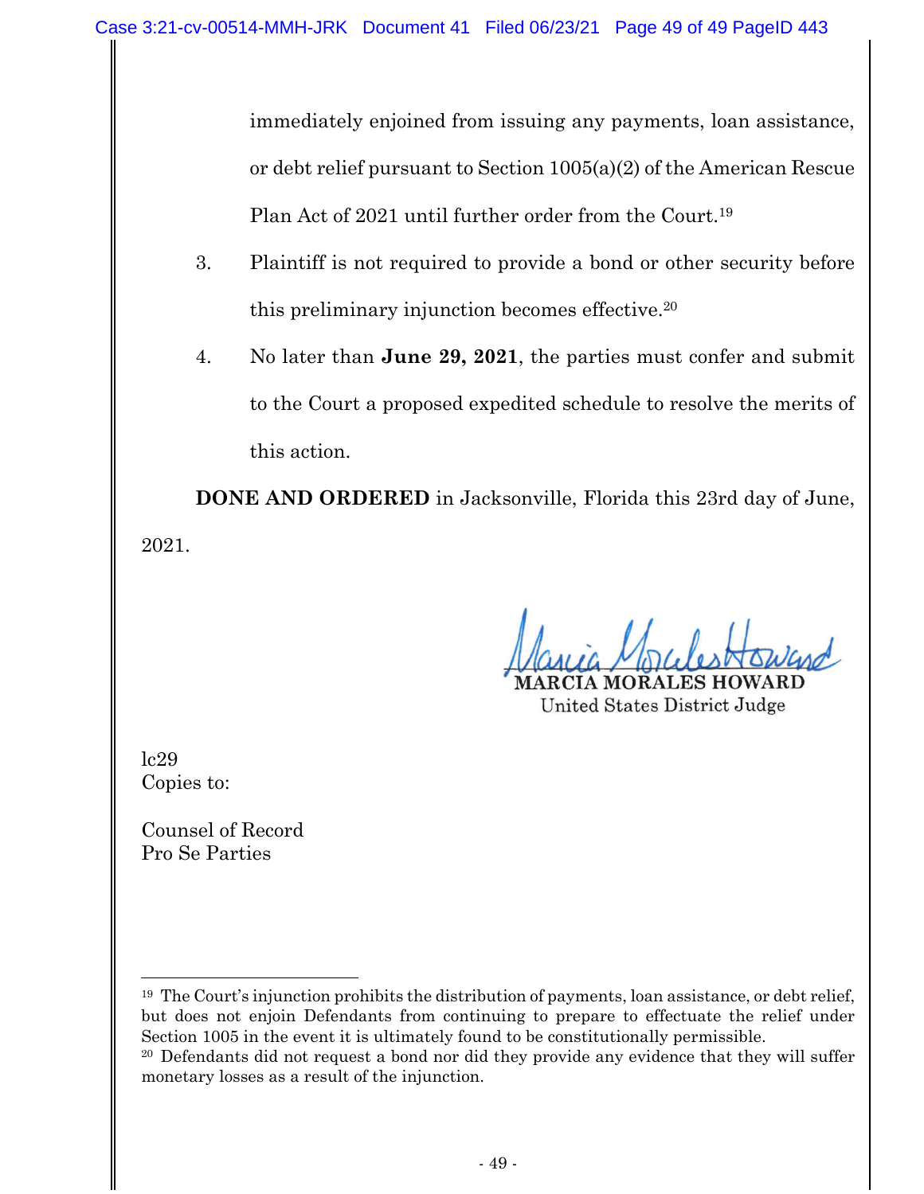immediately enjoined from issuing any payments, loan assistance, or debt relief pursuant to Section 1005(a)(2) of the American Rescue Plan Act of 2021 until further order from the Court.[19]

3. Plaintiff is not required to provide a bond or other security before this preliminary injunction becomes effective.[20]

4. No later than **June 29, 2021**, the parties must confer and submit to the Court a proposed expedited schedule to resolve the merits of this action.

**DONE AND ORDERED** in Jacksonville, Florida this 23rd day of June, 2021.

**MARCIA MORALES HOWARD**
United States District Judge

lc29
Copies to:

Counsel of Record
Pro Se Parties

---

[19] The Court's injunction prohibits the distribution of payments, loan assistance, or debt relief, but does not enjoin Defendants from continuing to prepare to effectuate the relief under Section 1005 in the event it is ultimately found to be constitutionally permissible.

[20] Defendants did not request a bond nor did they provide any evidence that they will suffer monetary losses as a result of the injunction.